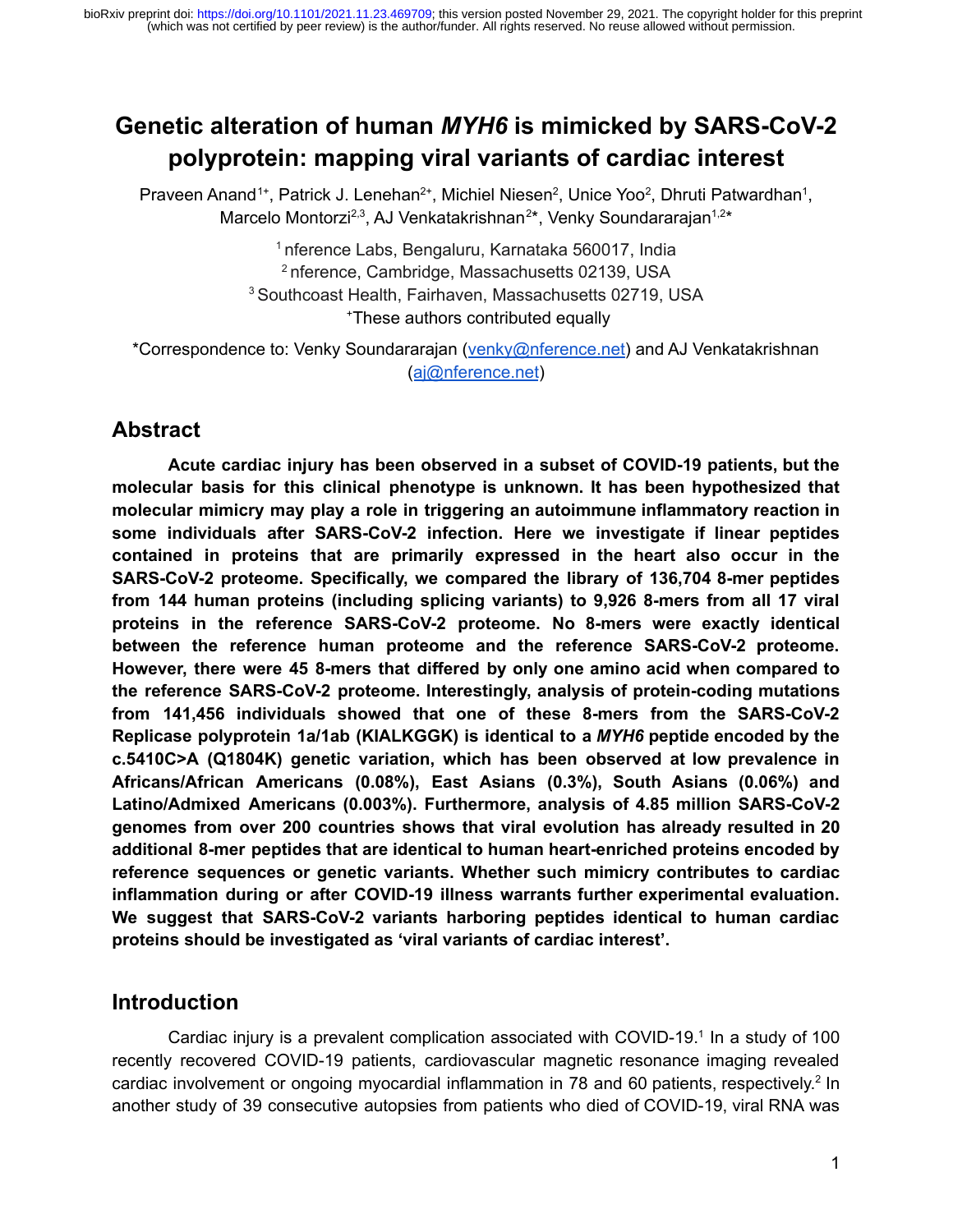# Genetic alteration of human *MYH6* is mimicked by SARS-CoV-2 polyprotein: mapping viral variants of cardiac interest

Praveen Anand[1+], Patrick J. Lenehan[2+], Michiel Niesen[2], Unice Yoo[2], Dhruti Patwardhan[1], Marcelo Montorzi[2,3], AJ Venkatakrishnan[2*], Venky Soundararajan[1,2*]

[1] nference Labs, Bengaluru, Karnataka 560017, India
[2] nference, Cambridge, Massachusetts 02139, USA
[3] Southcoast Health, Fairhaven, Massachusetts 02719, USA
[+]These authors contributed equally

*Correspondence to: Venky Soundararajan (venky@nference.net) and AJ Venkatakrishnan (aj@nference.net)

## Abstract

**Acute cardiac injury has been observed in a subset of COVID-19 patients, but the molecular basis for this clinical phenotype is unknown. It has been hypothesized that molecular mimicry may play a role in triggering an autoimmune inflammatory reaction in some individuals after SARS-CoV-2 infection. Here we investigate if linear peptides contained in proteins that are primarily expressed in the heart also occur in the SARS-CoV-2 proteome. Specifically, we compared the library of 136,704 8-mer peptides from 144 human proteins (including splicing variants) to 9,926 8-mers from all 17 viral proteins in the reference SARS-CoV-2 proteome. No 8-mers were exactly identical between the reference human proteome and the reference SARS-CoV-2 proteome. However, there were 45 8-mers that differed by only one amino acid when compared to the reference SARS-CoV-2 proteome. Interestingly, analysis of protein-coding mutations from 141,456 individuals showed that one of these 8-mers from the SARS-CoV-2 Replicase polyprotein 1a/1ab (KIALKGGK) is identical to a *MYH6* peptide encoded by the c.5410C>A (Q1804K) genetic variation, which has been observed at low prevalence in Africans/African Americans (0.08%), East Asians (0.3%), South Asians (0.06%) and Latino/Admixed Americans (0.003%). Furthermore, analysis of 4.85 million SARS-CoV-2 genomes from over 200 countries shows that viral evolution has already resulted in 20 additional 8-mer peptides that are identical to human heart-enriched proteins encoded by reference sequences or genetic variants. Whether such mimicry contributes to cardiac inflammation during or after COVID-19 illness warrants further experimental evaluation. We suggest that SARS-CoV-2 variants harboring peptides identical to human cardiac proteins should be investigated as 'viral variants of cardiac interest'.**

## Introduction

Cardiac injury is a prevalent complication associated with COVID-19.[1] In a study of 100 recently recovered COVID-19 patients, cardiovascular magnetic resonance imaging revealed cardiac involvement or ongoing myocardial inflammation in 78 and 60 patients, respectively.[2] In another study of 39 consecutive autopsies from patients who died of COVID-19, viral RNA was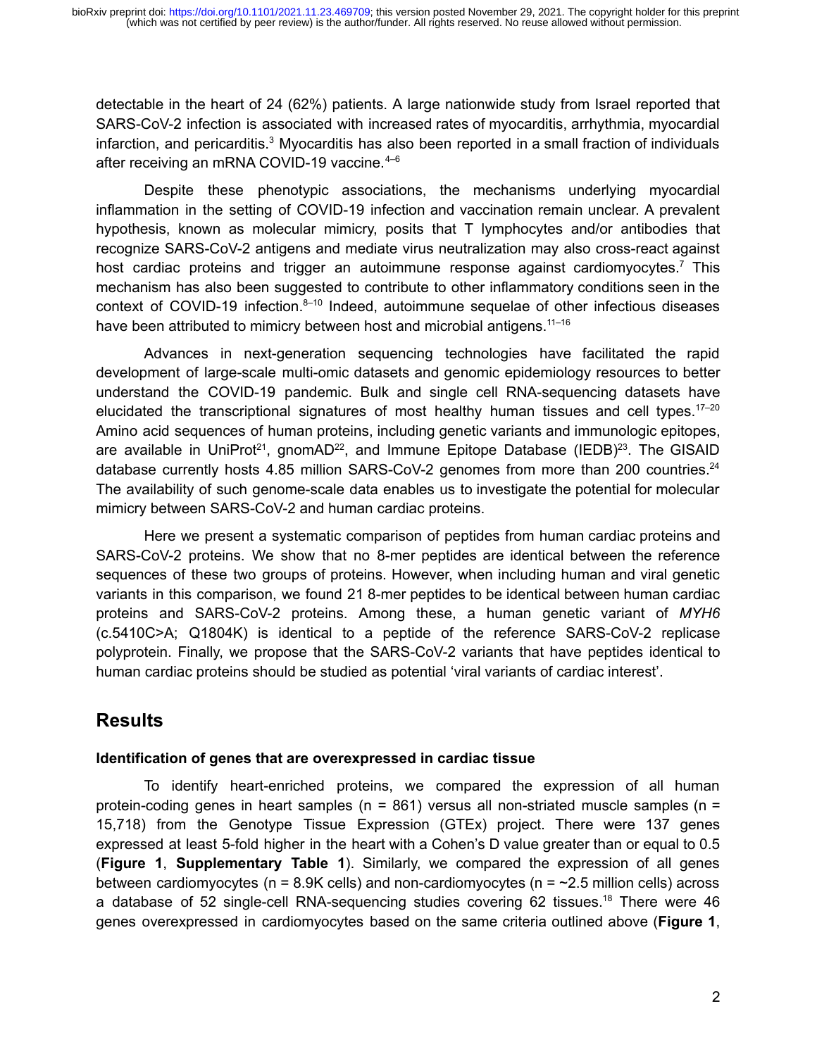detectable in the heart of 24 (62%) patients. A large nationwide study from Israel reported that SARS-CoV-2 infection is associated with increased rates of myocarditis, arrhythmia, myocardial infarction, and pericarditis.[3] Myocarditis has also been reported in a small fraction of individuals after receiving an mRNA COVID-19 vaccine.[4–6]

Despite these phenotypic associations, the mechanisms underlying myocardial inflammation in the setting of COVID-19 infection and vaccination remain unclear. A prevalent hypothesis, known as molecular mimicry, posits that T lymphocytes and/or antibodies that recognize SARS-CoV-2 antigens and mediate virus neutralization may also cross-react against host cardiac proteins and trigger an autoimmune response against cardiomyocytes.[7] This mechanism has also been suggested to contribute to other inflammatory conditions seen in the context of COVID-19 infection.[8–10] Indeed, autoimmune sequelae of other infectious diseases have been attributed to mimicry between host and microbial antigens.[11–16]

Advances in next-generation sequencing technologies have facilitated the rapid development of large-scale multi-omic datasets and genomic epidemiology resources to better understand the COVID-19 pandemic. Bulk and single cell RNA-sequencing datasets have elucidated the transcriptional signatures of most healthy human tissues and cell types.[17–20] Amino acid sequences of human proteins, including genetic variants and immunologic epitopes, are available in UniProt[21], gnomAD[22], and Immune Epitope Database (IEDB)[23]. The GISAID database currently hosts 4.85 million SARS-CoV-2 genomes from more than 200 countries.[24] The availability of such genome-scale data enables us to investigate the potential for molecular mimicry between SARS-CoV-2 and human cardiac proteins.

Here we present a systematic comparison of peptides from human cardiac proteins and SARS-CoV-2 proteins. We show that no 8-mer peptides are identical between the reference sequences of these two groups of proteins. However, when including human and viral genetic variants in this comparison, we found 21 8-mer peptides to be identical between human cardiac proteins and SARS-CoV-2 proteins. Among these, a human genetic variant of *MYH6* (c.5410C>A; Q1804K) is identical to a peptide of the reference SARS-CoV-2 replicase polyprotein. Finally, we propose that the SARS-CoV-2 variants that have peptides identical to human cardiac proteins should be studied as potential 'viral variants of cardiac interest'.

## Results

### Identification of genes that are overexpressed in cardiac tissue

To identify heart-enriched proteins, we compared the expression of all human protein-coding genes in heart samples (n = 861) versus all non-striated muscle samples (n = 15,718) from the Genotype Tissue Expression (GTEx) project. There were 137 genes expressed at least 5-fold higher in the heart with a Cohen's D value greater than or equal to 0.5 (**Figure 1**, **Supplementary Table 1**). Similarly, we compared the expression of all genes between cardiomyocytes (n = 8.9K cells) and non-cardiomyocytes (n = ~2.5 million cells) across a database of 52 single-cell RNA-sequencing studies covering 62 tissues.[18] There were 46 genes overexpressed in cardiomyocytes based on the same criteria outlined above (**Figure 1**,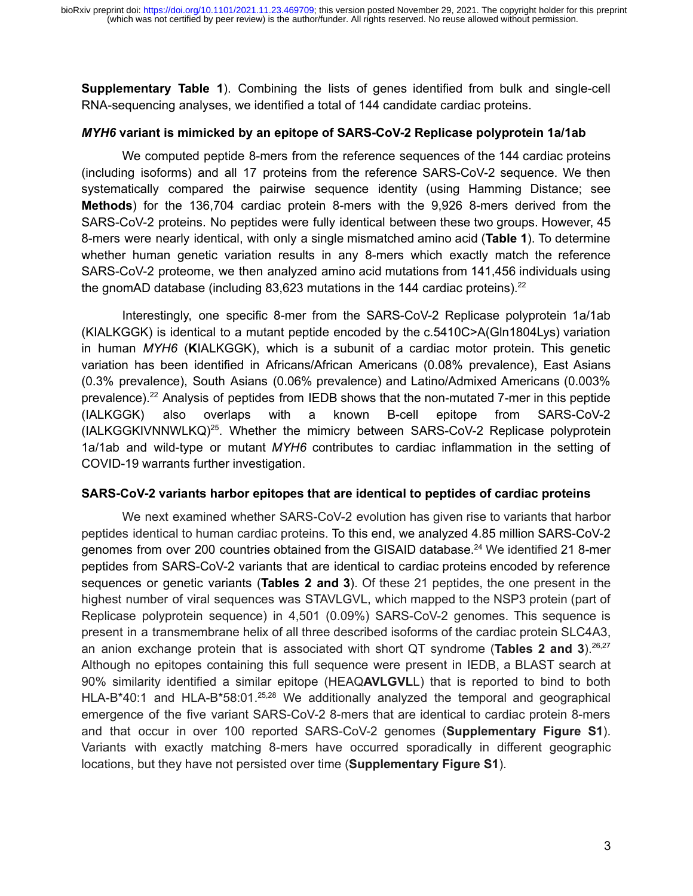**Supplementary Table 1**). Combining the lists of genes identified from bulk and single-cell RNA-sequencing analyses, we identified a total of 144 candidate cardiac proteins.

### *MYH6* variant is mimicked by an epitope of SARS-CoV-2 Replicase polyprotein 1a/1ab

We computed peptide 8-mers from the reference sequences of the 144 cardiac proteins (including isoforms) and all 17 proteins from the reference SARS-CoV-2 sequence. We then systematically compared the pairwise sequence identity (using Hamming Distance; see **Methods**) for the 136,704 cardiac protein 8-mers with the 9,926 8-mers derived from the SARS-CoV-2 proteins. No peptides were fully identical between these two groups. However, 45 8-mers were nearly identical, with only a single mismatched amino acid (**Table 1**). To determine whether human genetic variation results in any 8-mers which exactly match the reference SARS-CoV-2 proteome, we then analyzed amino acid mutations from 141,456 individuals using the gnomAD database (including 83,623 mutations in the 144 cardiac proteins).[22]

Interestingly, one specific 8-mer from the SARS-CoV-2 Replicase polyprotein 1a/1ab (KIALKGGK) is identical to a mutant peptide encoded by the c.5410C>A(Gln1804Lys) variation in human *MYH6* (**K**IALKGGK), which is a subunit of a cardiac motor protein. This genetic variation has been identified in Africans/African Americans (0.08% prevalence), East Asians (0.3% prevalence), South Asians (0.06% prevalence) and Latino/Admixed Americans (0.003% prevalence).[22] Analysis of peptides from IEDB shows that the non-mutated 7-mer in this peptide (IALKGGK) also overlaps with a known B-cell epitope from SARS-CoV-2 (IALKGGKIVNNWLKQ)[25]. Whether the mimicry between SARS-CoV-2 Replicase polyprotein 1a/1ab and wild-type or mutant *MYH6* contributes to cardiac inflammation in the setting of COVID-19 warrants further investigation.

### SARS-CoV-2 variants harbor epitopes that are identical to peptides of cardiac proteins

We next examined whether SARS-CoV-2 evolution has given rise to variants that harbor peptides identical to human cardiac proteins. To this end, we analyzed 4.85 million SARS-CoV-2 genomes from over 200 countries obtained from the GISAID database.[24] We identified 21 8-mer peptides from SARS-CoV-2 variants that are identical to cardiac proteins encoded by reference sequences or genetic variants (**Tables 2 and 3**). Of these 21 peptides, the one present in the highest number of viral sequences was STAVLGVL, which mapped to the NSP3 protein (part of Replicase polyprotein sequence) in 4,501 (0.09%) SARS-CoV-2 genomes. This sequence is present in a transmembrane helix of all three described isoforms of the cardiac protein SLC4A3, an anion exchange protein that is associated with short QT syndrome (**Tables 2 and 3**).[26,27] Although no epitopes containing this full sequence were present in IEDB, a BLAST search at 90% similarity identified a similar epitope (HEAQ**AVLGVL**L) that is reported to bind to both HLA-B*40:1 and HLA-B*58:01.[25,28] We additionally analyzed the temporal and geographical emergence of the five variant SARS-CoV-2 8-mers that are identical to cardiac protein 8-mers and that occur in over 100 reported SARS-CoV-2 genomes (**Supplementary Figure S1**). Variants with exactly matching 8-mers have occurred sporadically in different geographic locations, but they have not persisted over time (**Supplementary Figure S1**).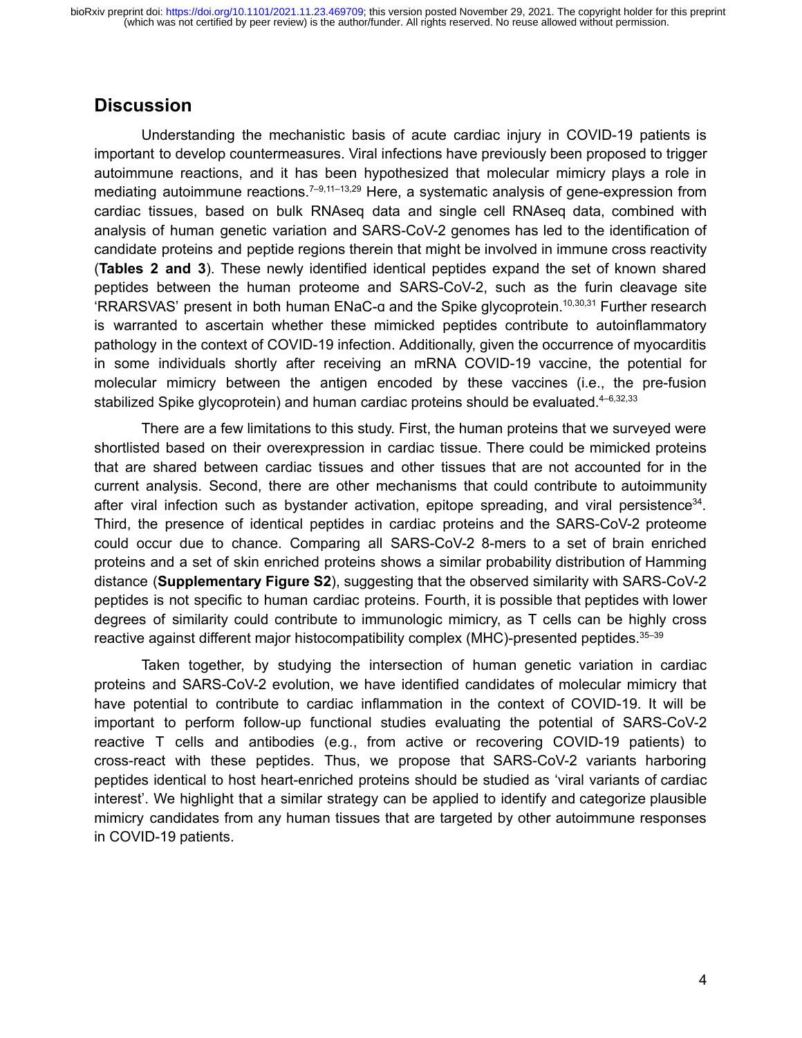## Discussion

Understanding the mechanistic basis of acute cardiac injury in COVID-19 patients is important to develop countermeasures. Viral infections have previously been proposed to trigger autoimmune reactions, and it has been hypothesized that molecular mimicry plays a role in mediating autoimmune reactions.[7–9,11–13,29] Here, a systematic analysis of gene-expression from cardiac tissues, based on bulk RNAseq data and single cell RNAseq data, combined with analysis of human genetic variation and SARS-CoV-2 genomes has led to the identification of candidate proteins and peptide regions therein that might be involved in immune cross reactivity (**Tables 2 and 3**). These newly identified identical peptides expand the set of known shared peptides between the human proteome and SARS-CoV-2, such as the furin cleavage site 'RRARSVAS' present in both human ENaC-α and the Spike glycoprotein.[10,30,31] Further research is warranted to ascertain whether these mimicked peptides contribute to autoinflammatory pathology in the context of COVID-19 infection. Additionally, given the occurrence of myocarditis in some individuals shortly after receiving an mRNA COVID-19 vaccine, the potential for molecular mimicry between the antigen encoded by these vaccines (i.e., the pre-fusion stabilized Spike glycoprotein) and human cardiac proteins should be evaluated.[4–6,32,33]

There are a few limitations to this study. First, the human proteins that we surveyed were shortlisted based on their overexpression in cardiac tissue. There could be mimicked proteins that are shared between cardiac tissues and other tissues that are not accounted for in the current analysis. Second, there are other mechanisms that could contribute to autoimmunity after viral infection such as bystander activation, epitope spreading, and viral persistence[34]. Third, the presence of identical peptides in cardiac proteins and the SARS-CoV-2 proteome could occur due to chance. Comparing all SARS-CoV-2 8-mers to a set of brain enriched proteins and a set of skin enriched proteins shows a similar probability distribution of Hamming distance (**Supplementary Figure S2**), suggesting that the observed similarity with SARS-CoV-2 peptides is not specific to human cardiac proteins. Fourth, it is possible that peptides with lower degrees of similarity could contribute to immunologic mimicry, as T cells can be highly cross reactive against different major histocompatibility complex (MHC)-presented peptides.[35–39]

Taken together, by studying the intersection of human genetic variation in cardiac proteins and SARS-CoV-2 evolution, we have identified candidates of molecular mimicry that have potential to contribute to cardiac inflammation in the context of COVID-19. It will be important to perform follow-up functional studies evaluating the potential of SARS-CoV-2 reactive T cells and antibodies (e.g., from active or recovering COVID-19 patients) to cross-react with these peptides. Thus, we propose that SARS-CoV-2 variants harboring peptides identical to host heart-enriched proteins should be studied as 'viral variants of cardiac interest'. We highlight that a similar strategy can be applied to identify and categorize plausible mimicry candidates from any human tissues that are targeted by other autoimmune responses in COVID-19 patients.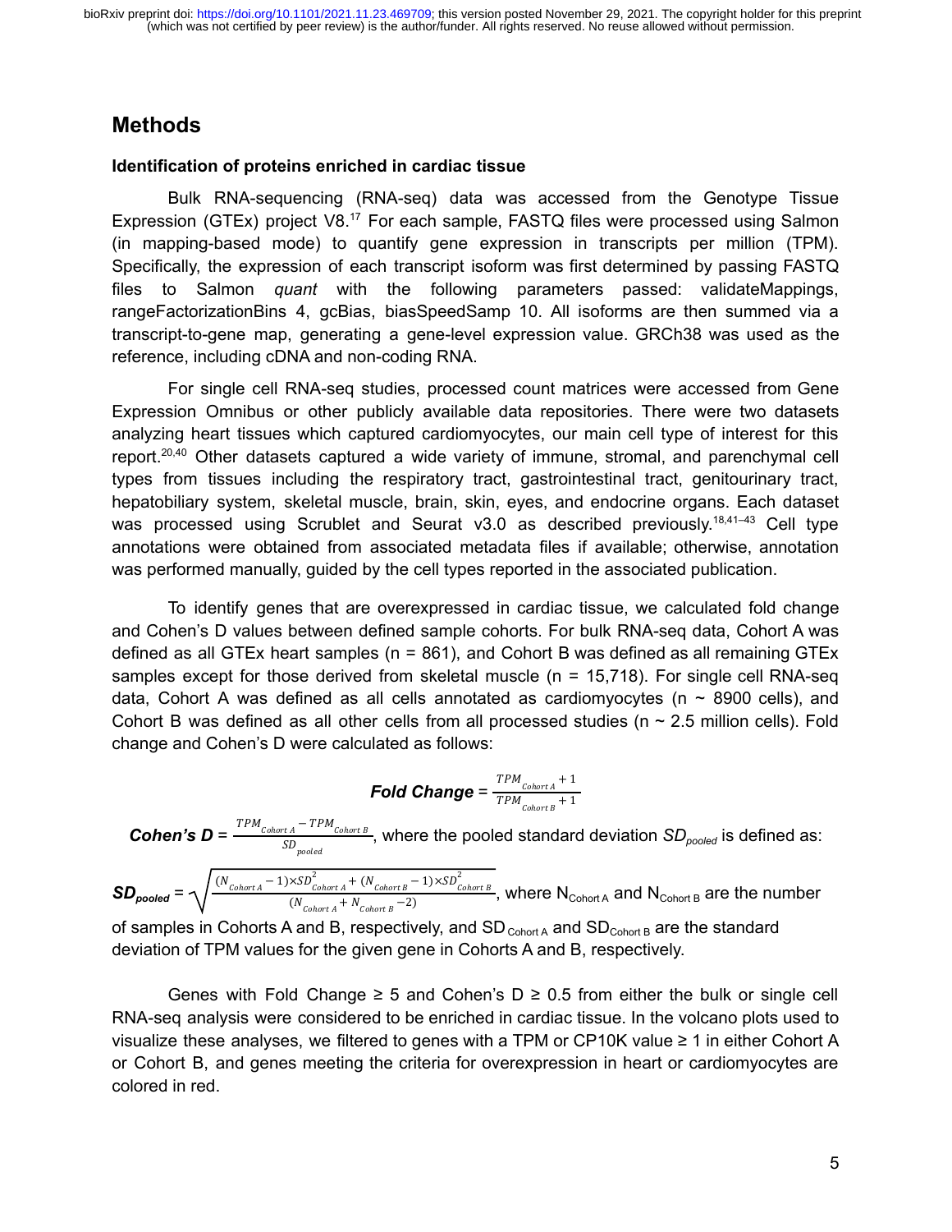# Methods

### Identification of proteins enriched in cardiac tissue

Bulk RNA-sequencing (RNA-seq) data was accessed from the Genotype Tissue Expression (GTEx) project V8.[17] For each sample, FASTQ files were processed using Salmon (in mapping-based mode) to quantify gene expression in transcripts per million (TPM). Specifically, the expression of each transcript isoform was first determined by passing FASTQ files to Salmon *quant* with the following parameters passed: validateMappings, rangeFactorizationBins 4, gcBias, biasSpeedSamp 10. All isoforms are then summed via a transcript-to-gene map, generating a gene-level expression value. GRCh38 was used as the reference, including cDNA and non-coding RNA.

For single cell RNA-seq studies, processed count matrices were accessed from Gene Expression Omnibus or other publicly available data repositories. There were two datasets analyzing heart tissues which captured cardiomyocytes, our main cell type of interest for this report.[20,40] Other datasets captured a wide variety of immune, stromal, and parenchymal cell types from tissues including the respiratory tract, gastrointestinal tract, genitourinary tract, hepatobiliary system, skeletal muscle, brain, skin, eyes, and endocrine organs. Each dataset was processed using Scrublet and Seurat v3.0 as described previously.[18,41–43] Cell type annotations were obtained from associated metadata files if available; otherwise, annotation was performed manually, guided by the cell types reported in the associated publication.

To identify genes that are overexpressed in cardiac tissue, we calculated fold change and Cohen's D values between defined sample cohorts. For bulk RNA-seq data, Cohort A was defined as all GTEx heart samples (n = 861), and Cohort B was defined as all remaining GTEx samples except for those derived from skeletal muscle (n = 15,718). For single cell RNA-seq data, Cohort A was defined as all cells annotated as cardiomyocytes (n ~ 8900 cells), and Cohort B was defined as all other cells from all processed studies (n ~ 2.5 million cells). Fold change and Cohen's D were calculated as follows:

$$\textbf{Fold Change} = \frac{TPM_{Cohort\ A} + 1}{TPM_{Cohort\ B} + 1}$$

$$\textbf{Cohen's D} = \frac{TPM_{Cohort\ A} - TPM_{Cohort\ B}}{SD_{pooled}}$$

, where the pooled standard deviation $SD_{pooled}$ is defined as:

$$SD_{pooled} = \sqrt{\frac{(N_{Cohort\ A} - 1) \times SD^2_{Cohort\ A} + (N_{Cohort\ B} - 1) \times SD^2_{Cohort\ B}}{(N_{Cohort\ A} + N_{Cohort\ B} - 2)}}$$

, where $N_{Cohort\ A}$ and $N_{Cohort\ B}$ are the number of samples in Cohorts A and B, respectively, and $SD_{Cohort\ A}$ and $SD_{Cohort\ B}$ are the standard deviation of TPM values for the given gene in Cohorts A and B, respectively.

Genes with Fold Change ≥ 5 and Cohen's D ≥ 0.5 from either the bulk or single cell RNA-seq analysis were considered to be enriched in cardiac tissue. In the volcano plots used to visualize these analyses, we filtered to genes with a TPM or CP10K value ≥ 1 in either Cohort A or Cohort B, and genes meeting the criteria for overexpression in heart or cardiomyocytes are colored in red.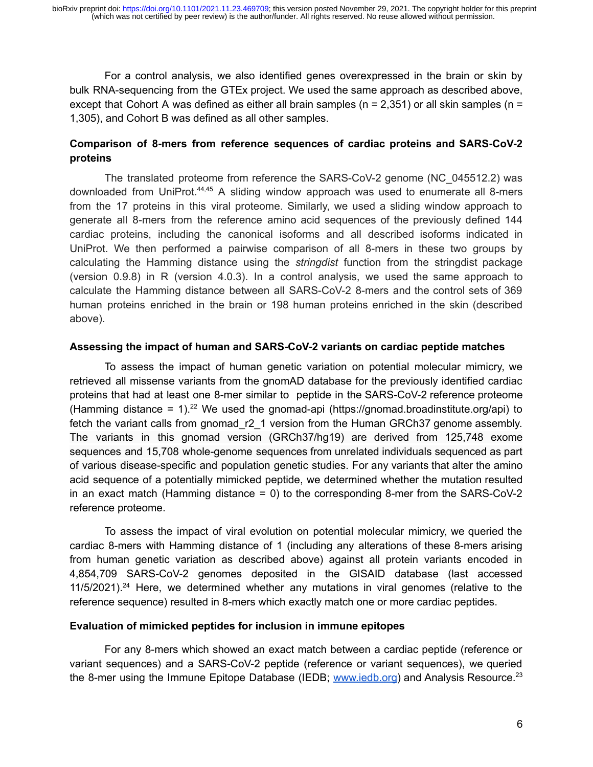For a control analysis, we also identified genes overexpressed in the brain or skin by bulk RNA-sequencing from the GTEx project. We used the same approach as described above, except that Cohort A was defined as either all brain samples (n = 2,351) or all skin samples (n = 1,305), and Cohort B was defined as all other samples.

### Comparison of 8-mers from reference sequences of cardiac proteins and SARS-CoV-2 proteins

The translated proteome from reference the SARS-CoV-2 genome (NC_045512.2) was downloaded from UniProt.[44,45] A sliding window approach was used to enumerate all 8-mers from the 17 proteins in this viral proteome. Similarly, we used a sliding window approach to generate all 8-mers from the reference amino acid sequences of the previously defined 144 cardiac proteins, including the canonical isoforms and all described isoforms indicated in UniProt. We then performed a pairwise comparison of all 8-mers in these two groups by calculating the Hamming distance using the *stringdist* function from the stringdist package (version 0.9.8) in R (version 4.0.3). In a control analysis, we used the same approach to calculate the Hamming distance between all SARS-CoV-2 8-mers and the control sets of 369 human proteins enriched in the brain or 198 human proteins enriched in the skin (described above).

### Assessing the impact of human and SARS-CoV-2 variants on cardiac peptide matches

To assess the impact of human genetic variation on potential molecular mimicry, we retrieved all missense variants from the gnomAD database for the previously identified cardiac proteins that had at least one 8-mer similar to peptide in the SARS-CoV-2 reference proteome (Hamming distance = 1).[22] We used the gnomad-api (https://gnomad.broadinstitute.org/api) to fetch the variant calls from gnomad_r2_1 version from the Human GRCh37 genome assembly. The variants in this gnomad version (GRCh37/hg19) are derived from 125,748 exome sequences and 15,708 whole-genome sequences from unrelated individuals sequenced as part of various disease-specific and population genetic studies. For any variants that alter the amino acid sequence of a potentially mimicked peptide, we determined whether the mutation resulted in an exact match (Hamming distance = 0) to the corresponding 8-mer from the SARS-CoV-2 reference proteome.

To assess the impact of viral evolution on potential molecular mimicry, we queried the cardiac 8-mers with Hamming distance of 1 (including any alterations of these 8-mers arising from human genetic variation as described above) against all protein variants encoded in 4,854,709 SARS-CoV-2 genomes deposited in the GISAID database (last accessed 11/5/2021).[24] Here, we determined whether any mutations in viral genomes (relative to the reference sequence) resulted in 8-mers which exactly match one or more cardiac peptides.

### Evaluation of mimicked peptides for inclusion in immune epitopes

For any 8-mers which showed an exact match between a cardiac peptide (reference or variant sequences) and a SARS-CoV-2 peptide (reference or variant sequences), we queried the 8-mer using the Immune Epitope Database (IEDB; www.iedb.org) and Analysis Resource.[23]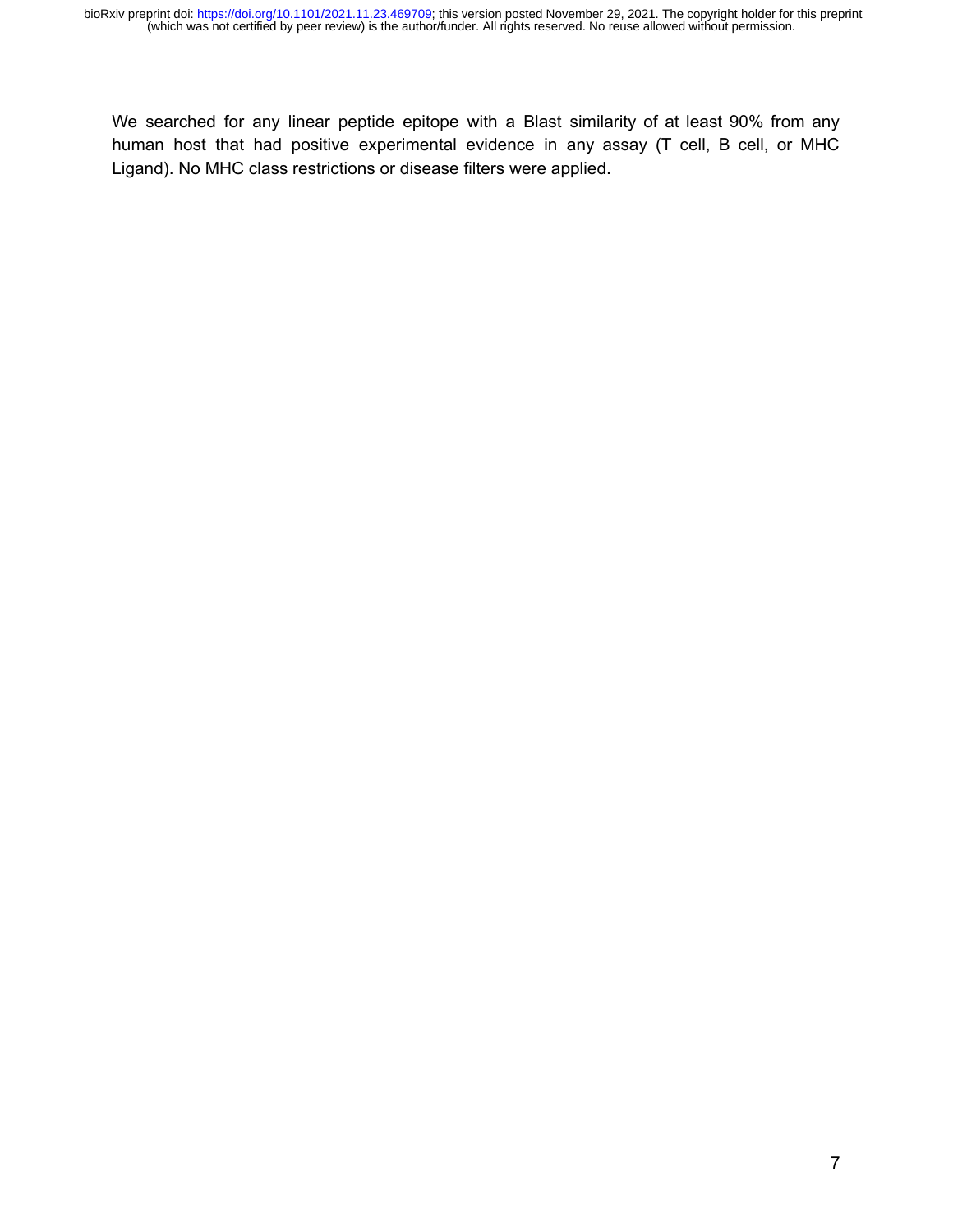We searched for any linear peptide epitope with a Blast similarity of at least 90% from any human host that had positive experimental evidence in any assay (T cell, B cell, or MHC Ligand). No MHC class restrictions or disease filters were applied.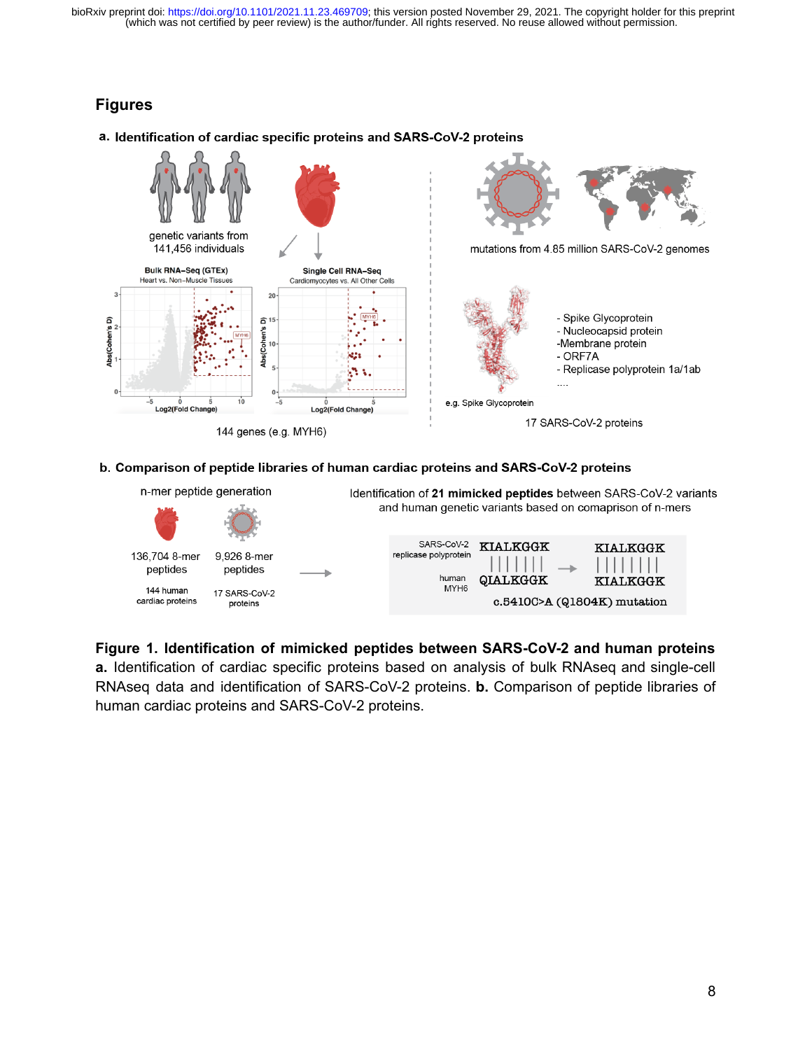## Figures

**Figure 1. Identification of mimicked peptides between SARS-CoV-2 and human proteins a.** Identification of cardiac specific proteins based on analysis of bulk RNAseq and single-cell RNAseq data and identification of SARS-CoV-2 proteins. **b.** Comparison of peptide libraries of human cardiac proteins and SARS-CoV-2 proteins.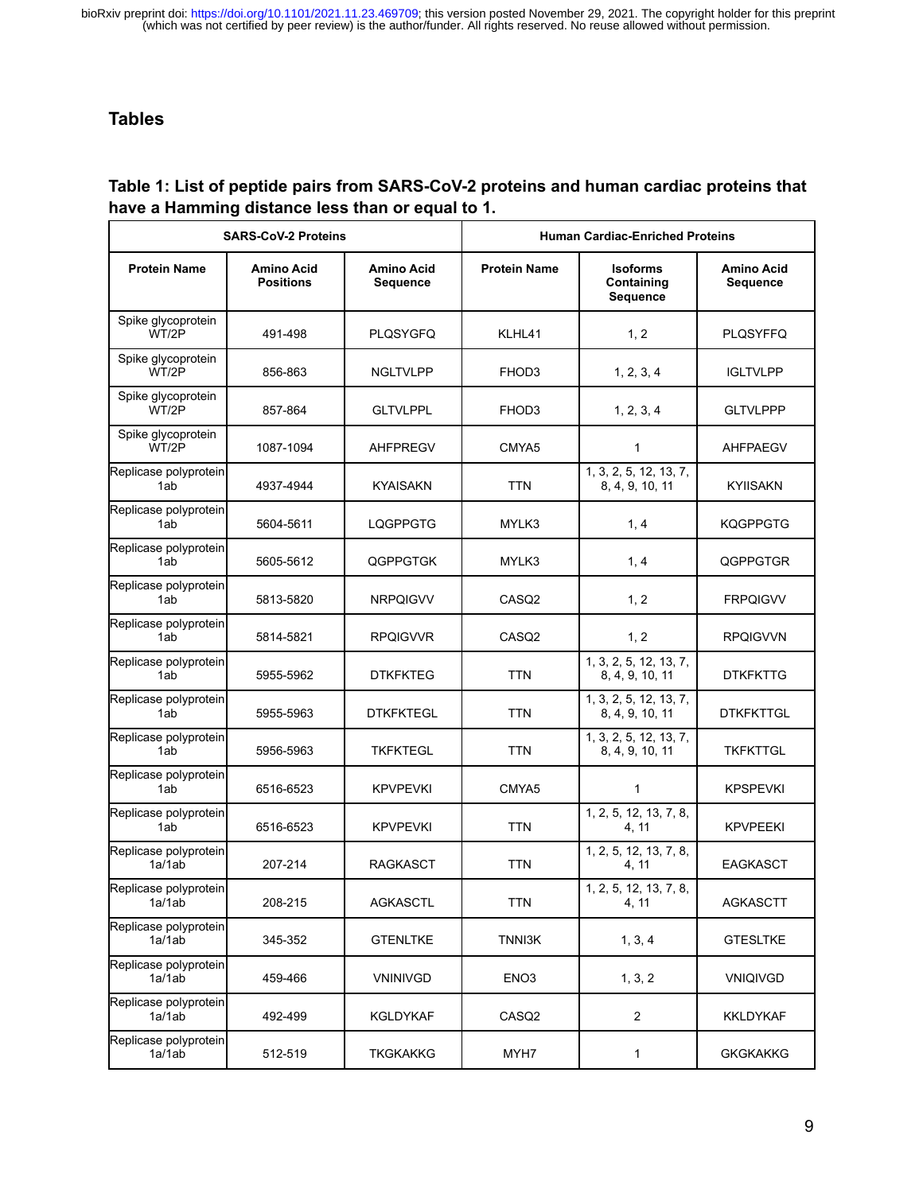## Tables

**Table 1: List of peptide pairs from SARS-CoV-2 proteins and human cardiac proteins that have a Hamming distance less than or equal to 1.**

| SARS-CoV-2 Proteins | | | Human Cardiac-Enriched Proteins | | |
|---|---|---|---|---|---|
| **Protein Name** | **Amino Acid Positions** | **Amino Acid Sequence** | **Protein Name** | **Isoforms Containing Sequence** | **Amino Acid Sequence** |
| Spike glycoprotein WT/2P | 491-498 | PLQSYGFQ | KLHL41 | 1, 2 | PLQSYFFQ |
| Spike glycoprotein WT/2P | 856-863 | NGLTVLPP | FHOD3 | 1, 2, 3, 4 | IGLTVLPP |
| Spike glycoprotein WT/2P | 857-864 | GLTVLPPL | FHOD3 | 1, 2, 3, 4 | GLTVLPPP |
| Spike glycoprotein WT/2P | 1087-1094 | AHFPREGV | CMYA5 | 1 | AHFPAEGV |
| Replicase polyprotein 1ab | 4937-4944 | KYAISAKN | TTN | 1, 3, 2, 5, 12, 13, 7, 8, 4, 9, 10, 11 | KYIISAKN |
| Replicase polyprotein 1ab | 5604-5611 | LQGPPGTG | MYLK3 | 1, 4 | KQGPPGTG |
| Replicase polyprotein 1ab | 5605-5612 | QGPPGTGK | MYLK3 | 1, 4 | QGPPGTGR |
| Replicase polyprotein 1ab | 5813-5820 | NRPQIGVV | CASQ2 | 1, 2 | FRPQIGVV |
| Replicase polyprotein 1ab | 5814-5821 | RPQIGVVR | CASQ2 | 1, 2 | RPQIGVVN |
| Replicase polyprotein 1ab | 5955-5962 | DTKFKTEG | TTN | 1, 3, 2, 5, 12, 13, 7, 8, 4, 9, 10, 11 | DTKFKTTG |
| Replicase polyprotein 1ab | 5955-5963 | DTKFKTEGL | TTN | 1, 3, 2, 5, 12, 13, 7, 8, 4, 9, 10, 11 | DTKFKTTGL |
| Replicase polyprotein 1ab | 5956-5963 | TKFKTEGL | TTN | 1, 3, 2, 5, 12, 13, 7, 8, 4, 9, 10, 11 | TKFKTTGL |
| Replicase polyprotein 1ab | 6516-6523 | KPVPEVKI | CMYA5 | 1 | KPSPEVKI |
| Replicase polyprotein 1ab | 6516-6523 | KPVPEVKI | TTN | 1, 2, 5, 12, 13, 7, 8, 4, 11 | KPVPEEKI |
| Replicase polyprotein 1a/1ab | 207-214 | RAGKASCT | TTN | 1, 2, 5, 12, 13, 7, 8, 4, 11 | EAGKASCT |
| Replicase polyprotein 1a/1ab | 208-215 | AGKASCTL | TTN | 1, 2, 5, 12, 13, 7, 8, 4, 11 | AGKASCTT |
| Replicase polyprotein 1a/1ab | 345-352 | GTENLTKE | TNNI3K | 1, 3, 4 | GTESLTKE |
| Replicase polyprotein 1a/1ab | 459-466 | VNINIVGD | ENO3 | 1, 3, 2 | VNIQIVGD |
| Replicase polyprotein 1a/1ab | 492-499 | KGLDYKAF | CASQ2 | 2 | KKLDYKAF |
| Replicase polyprotein 1a/1ab | 512-519 | TKGKAKKG | MYH7 | 1 | GKGKAKKG |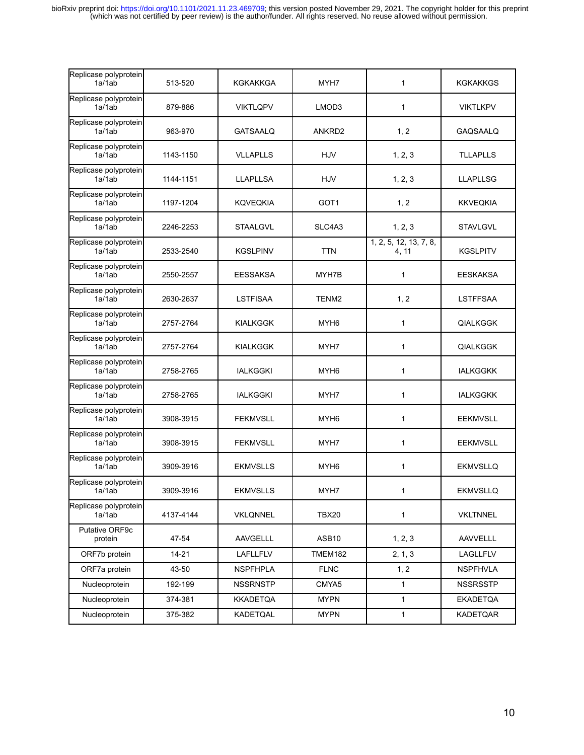| Replicase polyprotein 1a/1ab | 513-520 | KGKAKKGA | MYH7 | 1 | KGKAKKGS |
|---|---|---|---|---|---|
| Replicase polyprotein 1a/1ab | 879-886 | VIKTLQPV | LMOD3 | 1 | VIKTLKPV |
| Replicase polyprotein 1a/1ab | 963-970 | GATSAALQ | ANKRD2 | 1, 2 | GAQSAALQ |
| Replicase polyprotein 1a/1ab | 1143-1150 | VLLAPLLS | HJV | 1, 2, 3 | TLLAPLLS |
| Replicase polyprotein 1a/1ab | 1144-1151 | LLAPLLSA | HJV | 1, 2, 3 | LLAPLLSG |
| Replicase polyprotein 1a/1ab | 1197-1204 | KQVEQKIA | GOT1 | 1, 2 | KKVEQKIA |
| Replicase polyprotein 1a/1ab | 2246-2253 | STAALGVL | SLC4A3 | 1, 2, 3 | STAVLGVL |
| Replicase polyprotein 1a/1ab | 2533-2540 | KGSLPINV | TTN | 1, 2, 5, 12, 13, 7, 8, 4, 11 | KGSLPITV |
| Replicase polyprotein 1a/1ab | 2550-2557 | EESSAKSA | MYH7B | 1 | EESKAKSA |
| Replicase polyprotein 1a/1ab | 2630-2637 | LSTFISAA | TENM2 | 1, 2 | LSTFFSAA |
| Replicase polyprotein 1a/1ab | 2757-2764 | KIALKGGK | MYH6 | 1 | QIALKGGK |
| Replicase polyprotein 1a/1ab | 2757-2764 | KIALKGGK | MYH7 | 1 | QIALKGGK |
| Replicase polyprotein 1a/1ab | 2758-2765 | IALKGGKI | MYH6 | 1 | IALKGGKK |
| Replicase polyprotein 1a/1ab | 2758-2765 | IALKGGKI | MYH7 | 1 | IALKGGKK |
| Replicase polyprotein 1a/1ab | 3908-3915 | FEKMVSLL | MYH6 | 1 | EEKMVSLL |
| Replicase polyprotein 1a/1ab | 3908-3915 | FEKMVSLL | MYH7 | 1 | EEKMVSLL |
| Replicase polyprotein 1a/1ab | 3909-3916 | EKMVSLLS | MYH6 | 1 | EKMVSLLQ |
| Replicase polyprotein 1a/1ab | 3909-3916 | EKMVSLLS | MYH7 | 1 | EKMVSLLQ |
| Replicase polyprotein 1a/1ab | 4137-4144 | VKLQNNEL | TBX20 | 1 | VKLTNNEL |
| Putative ORF9c protein | 47-54 | AAVGELLL | ASB10 | 1, 2, 3 | AAVVELLL |
| ORF7b protein | 14-21 | LAFLLFLV | TMEM182 | 2, 1, 3 | LAGLLFLV |
| ORF7a protein | 43-50 | NSPFHPLA | FLNC | 1, 2 | NSPFHVLA |
| Nucleoprotein | 192-199 | NSSRNSTP | CMYA5 | 1 | NSSRSSTP |
| Nucleoprotein | 374-381 | KKADETQA | MYPN | 1 | EKADETQA |
| Nucleoprotein | 375-382 | KADETQAL | MYPN | 1 | KADETQAR |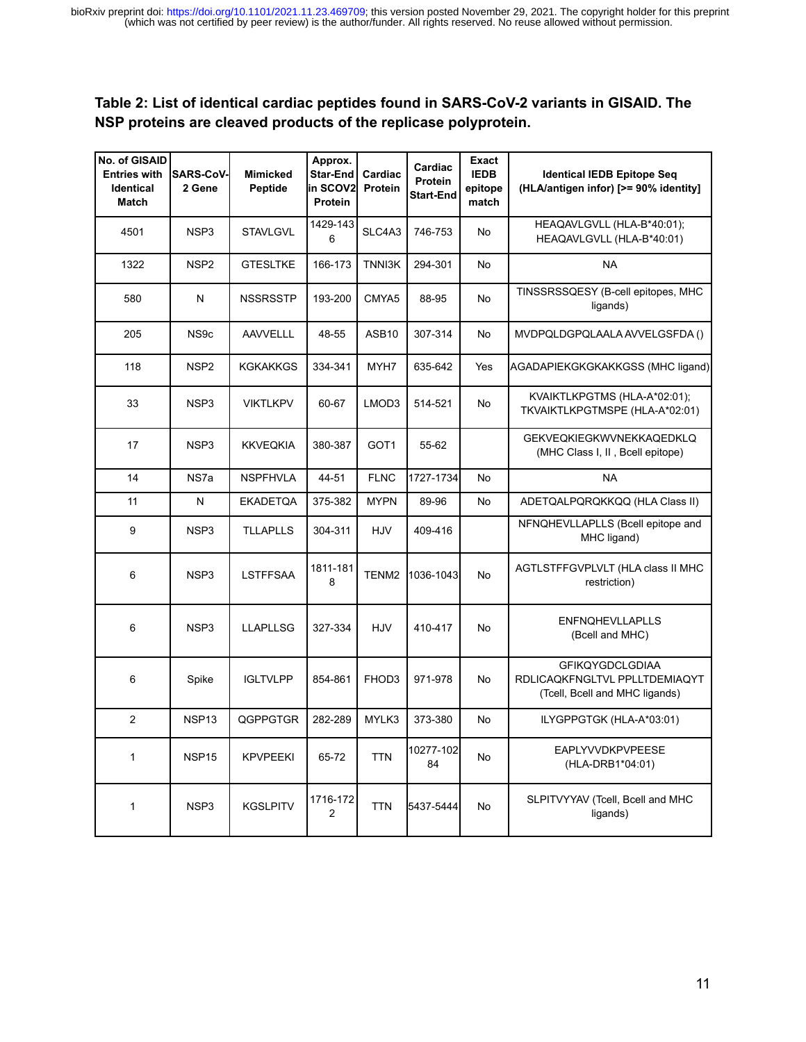**Table 2: List of identical cardiac peptides found in SARS-CoV-2 variants in GISAID. The NSP proteins are cleaved products of the replicase polyprotein.**

| No. of GISAID Entries with Identical Match | SARS-CoV-2 Gene | Mimicked Peptide | Approx. Star-End in SCOV2 Protein | Cardiac Protein | Cardiac Protein Start-End | Exact IEDB epitope match | Identical IEDB Epitope Seq (HLA/antigen infor) [>= 90% identity] |
|---|---|---|---|---|---|---|---|
| 4501 | NSP3 | STAVLGVL | 1429-1436 | SLC4A3 | 746-753 | No | HEAQAVLGVLL (HLA-B*40:01); HEAQAVLGVLL (HLA-B*40:01) |
| 1322 | NSP2 | GTESLTKE | 166-173 | TNNI3K | 294-301 | No | NA |
| 580 | N | NSSRSSTP | 193-200 | CMYA5 | 88-95 | No | TINSSRSSQESY (B-cell epitopes, MHC ligands) |
| 205 | NS9c | AAVVELLL | 48-55 | ASB10 | 307-314 | No | MVDPQLDGPQLAALA AVVELGSFDA () |
| 118 | NSP2 | KGKAKKGS | 334-341 | MYH7 | 635-642 | Yes | AGADAPIEKGKGKAKKGSS (MHC ligand) |
| 33 | NSP3 | VIKTLKPV | 60-67 | LMOD3 | 514-521 | No | KVAIKTLKPGTMS (HLA-A*02:01); TKVAIKTLKPGTMSPE (HLA-A*02:01) |
| 17 | NSP3 | KKVEQKIA | 380-387 | GOT1 | 55-62 | | GEKVEQKIEGKWVNEKKAQEDKLQ (MHC Class I, II , Bcell epitope) |
| 14 | NS7a | NSPFHVLA | 44-51 | FLNC | 1727-1734 | No | NA |
| 11 | N | EKADETQA | 375-382 | MYPN | 89-96 | No | ADETQALPQRQKKQQ (HLA Class II) |
| 9 | NSP3 | TLLAPLLS | 304-311 | HJV | 409-416 | | NFNQHEVLLAPLLS (Bcell epitope and MHC ligand) |
| 6 | NSP3 | LSTFFSAA | 1811-1818 | TENM2 | 1036-1043 | No | AGTLSTFFGVPLVLT (HLA class II MHC restriction) |
| 6 | NSP3 | LLAPLLSG | 327-334 | HJV | 410-417 | No | ENFNQHEVLLAPLLS (Bcell and MHC) |
| 6 | Spike | IGLTVLPP | 854-861 | FHOD3 | 971-978 | No | GFIKQYGDCLGDIAA RDLICAQKFNGLTVL PPLLTDEMIAQYT (Tcell, Bcell and MHC ligands) |
| 2 | NSP13 | QGPPGTGR | 282-289 | MYLK3 | 373-380 | No | ILYGPPGTGK (HLA-A*03:01) |
| 1 | NSP15 | KPVPEEKI | 65-72 | TTN | 10277-10284 | No | EAPLYVVDKPVPEESE (HLA-DRB1*04:01) |
| 1 | NSP3 | KGSLPITV | 1716-1722 | TTN | 5437-5444 | No | SLPITVYYAV (Tcell, Bcell and MHC ligands) |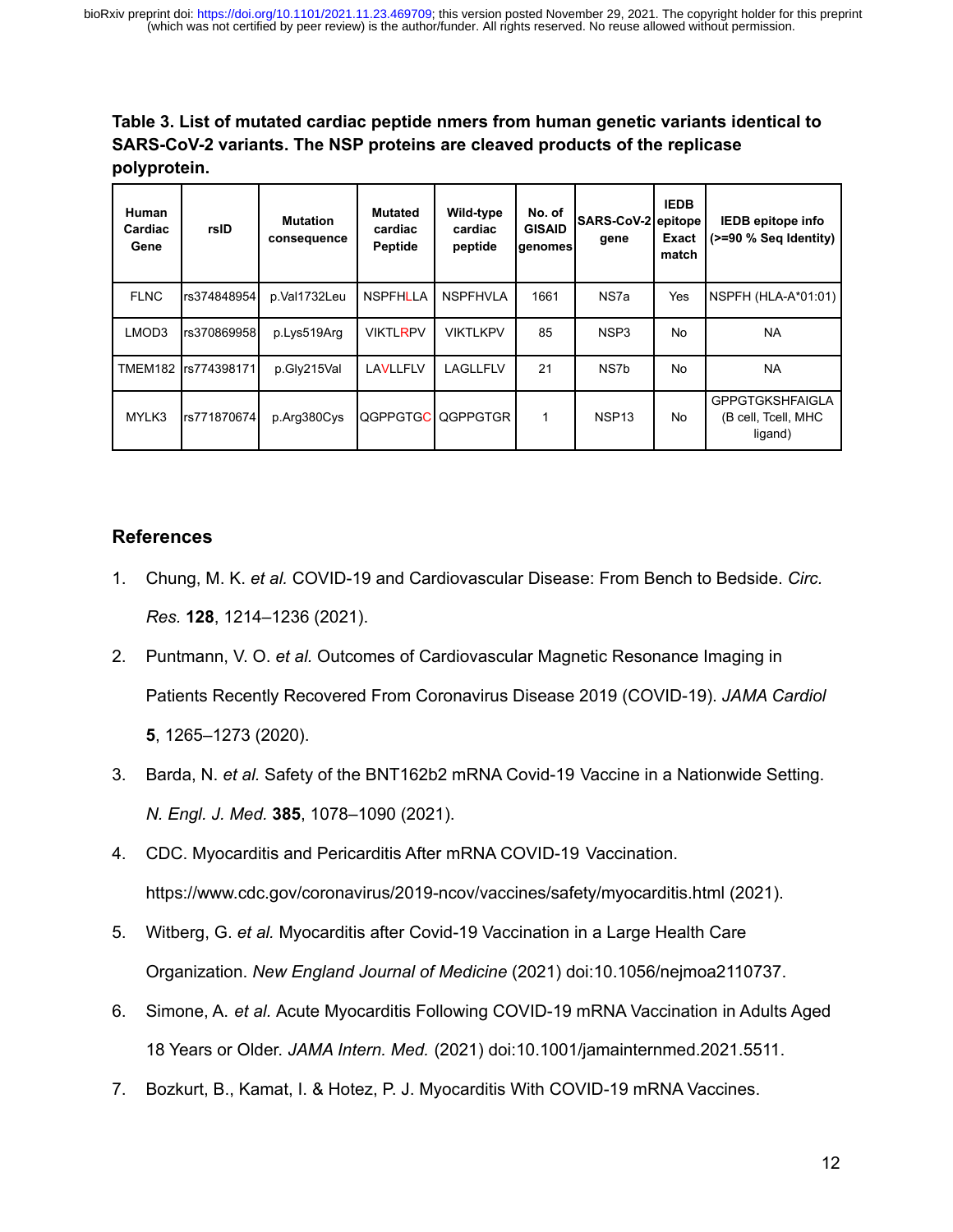**Table 3. List of mutated cardiac peptide nmers from human genetic variants identical to SARS-CoV-2 variants. The NSP proteins are cleaved products of the replicase polyprotein.**

| Human Cardiac Gene | rsID | Mutation consequence | Mutated cardiac Peptide | Wild-type cardiac peptide | No. of GISAID genomes | SARS-CoV-2 gene | IEDB epitope Exact match | IEDB epitope info (>=90 % Seq Identity) |
|---|---|---|---|---|---|---|---|---|
| FLNC | rs374848954 | p.Val1732Leu | NSPFHLLA | NSPFHVLA | 1661 | NS7a | Yes | NSPFH (HLA-A*01:01) |
| LMOD3 | rs370869958 | p.Lys519Arg | VIKTLRPV | VIKTLKPV | 85 | NSP3 | No | NA |
| TMEM182 | rs774398171 | p.Gly215Val | LAVLLFLV | LAGLLFLV | 21 | NS7b | No | NA |
| MYLK3 | rs771870674 | p.Arg380Cys | QGPPGTGC | QGPPGTGR | 1 | NSP13 | No | GPPGTGKSHFAIGLA (B cell, Tcell, MHC ligand) |

## References

1. Chung, M. K. *et al.* COVID-19 and Cardiovascular Disease: From Bench to Bedside. *Circ. Res.* **128**, 1214–1236 (2021).
2. Puntmann, V. O. *et al.* Outcomes of Cardiovascular Magnetic Resonance Imaging in Patients Recently Recovered From Coronavirus Disease 2019 (COVID-19). *JAMA Cardiol* **5**, 1265–1273 (2020).
3. Barda, N. *et al.* Safety of the BNT162b2 mRNA Covid-19 Vaccine in a Nationwide Setting. *N. Engl. J. Med.* **385**, 1078–1090 (2021).
4. CDC. Myocarditis and Pericarditis After mRNA COVID-19 Vaccination. https://www.cdc.gov/coronavirus/2019-ncov/vaccines/safety/myocarditis.html (2021).
5. Witberg, G. *et al.* Myocarditis after Covid-19 Vaccination in a Large Health Care Organization. *New England Journal of Medicine* (2021) doi:10.1056/nejmoa2110737.
6. Simone, A. *et al.* Acute Myocarditis Following COVID-19 mRNA Vaccination in Adults Aged 18 Years or Older. *JAMA Intern. Med.* (2021) doi:10.1001/jamainternmed.2021.5511.
7. Bozkurt, B., Kamat, I. & Hotez, P. J. Myocarditis With COVID-19 mRNA Vaccines.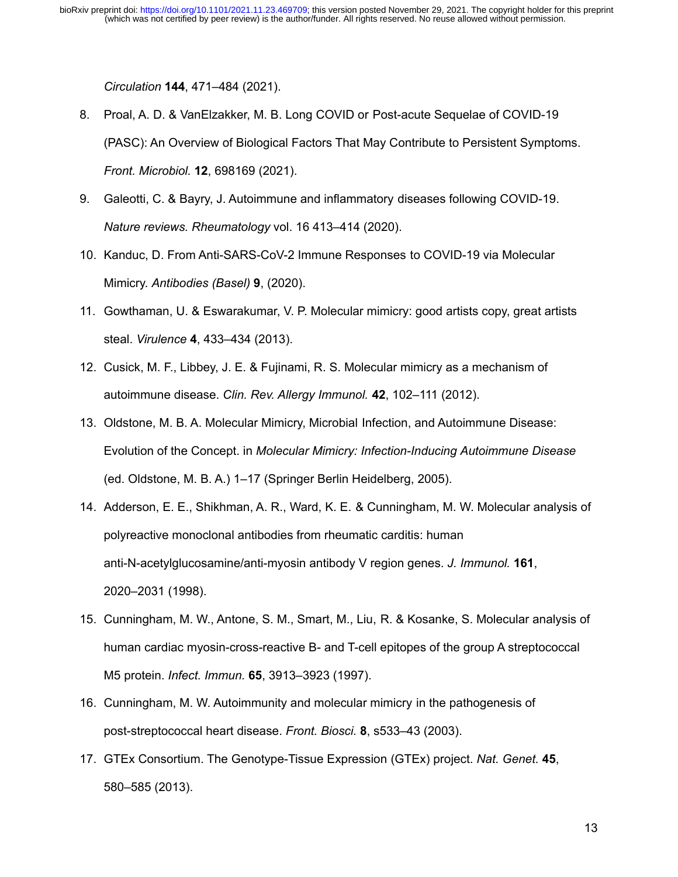*Circulation* **144**, 471–484 (2021).

8. Proal, A. D. & VanElzakker, M. B. Long COVID or Post-acute Sequelae of COVID-19 (PASC): An Overview of Biological Factors That May Contribute to Persistent Symptoms. *Front. Microbiol.* **12**, 698169 (2021).
9. Galeotti, C. & Bayry, J. Autoimmune and inflammatory diseases following COVID-19. *Nature reviews. Rheumatology* vol. 16 413–414 (2020).
10. Kanduc, D. From Anti-SARS-CoV-2 Immune Responses to COVID-19 via Molecular Mimicry. *Antibodies (Basel)* **9**, (2020).
11. Gowthaman, U. & Eswarakumar, V. P. Molecular mimicry: good artists copy, great artists steal. *Virulence* **4**, 433–434 (2013).
12. Cusick, M. F., Libbey, J. E. & Fujinami, R. S. Molecular mimicry as a mechanism of autoimmune disease. *Clin. Rev. Allergy Immunol.* **42**, 102–111 (2012).
13. Oldstone, M. B. A. Molecular Mimicry, Microbial Infection, and Autoimmune Disease: Evolution of the Concept. in *Molecular Mimicry: Infection-Inducing Autoimmune Disease* (ed. Oldstone, M. B. A.) 1–17 (Springer Berlin Heidelberg, 2005).
14. Adderson, E. E., Shikhman, A. R., Ward, K. E. & Cunningham, M. W. Molecular analysis of polyreactive monoclonal antibodies from rheumatic carditis: human anti-N-acetylglucosamine/anti-myosin antibody V region genes. *J. Immunol.* **161**, 2020–2031 (1998).
15. Cunningham, M. W., Antone, S. M., Smart, M., Liu, R. & Kosanke, S. Molecular analysis of human cardiac myosin-cross-reactive B- and T-cell epitopes of the group A streptococcal M5 protein. *Infect. Immun.* **65**, 3913–3923 (1997).
16. Cunningham, M. W. Autoimmunity and molecular mimicry in the pathogenesis of post-streptococcal heart disease. *Front. Biosci.* **8**, s533–43 (2003).
17. GTEx Consortium. The Genotype-Tissue Expression (GTEx) project. *Nat. Genet.* **45**, 580–585 (2013).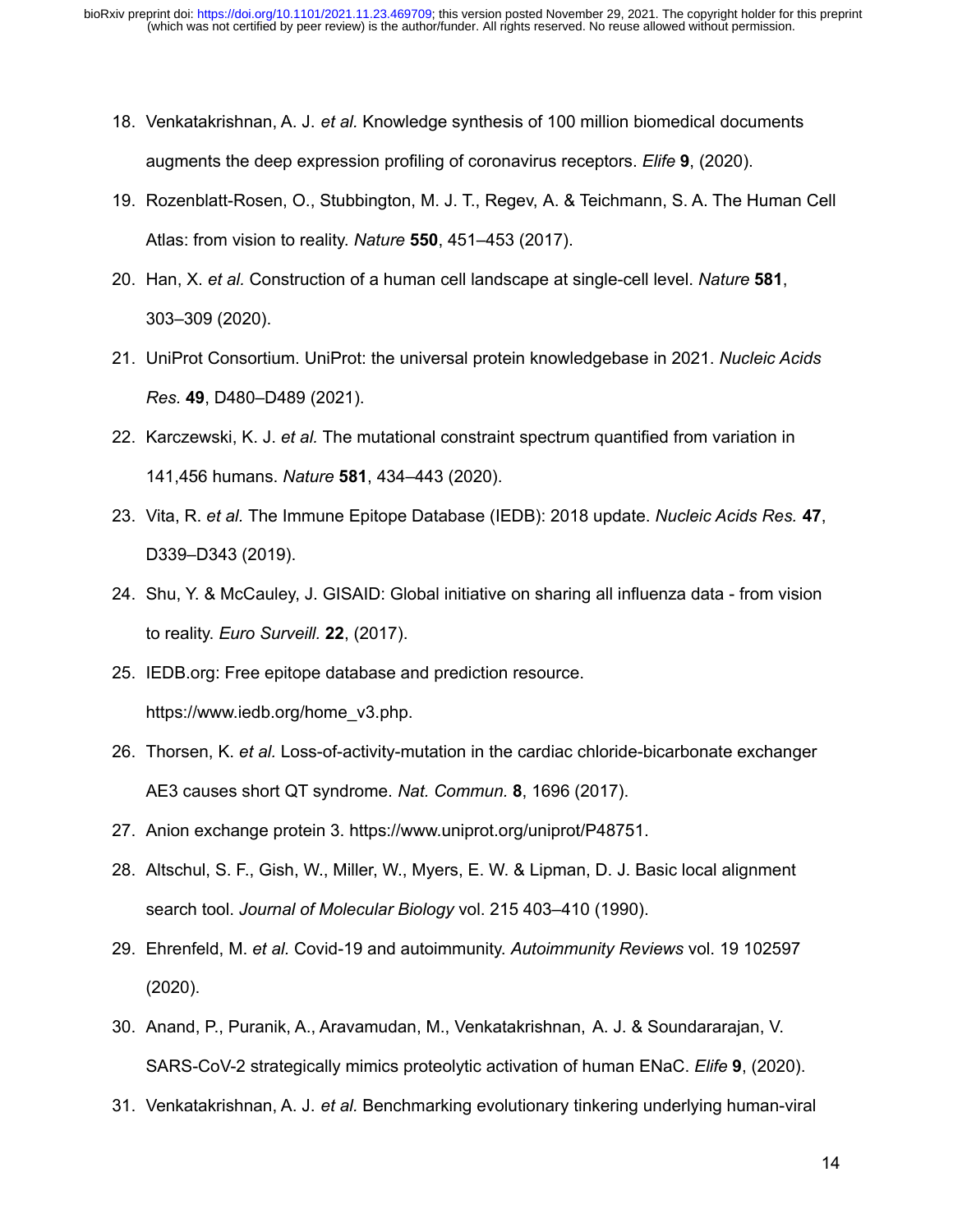18. Venkatakrishnan, A. J. *et al.* Knowledge synthesis of 100 million biomedical documents augments the deep expression profiling of coronavirus receptors. *Elife* **9**, (2020).
19. Rozenblatt-Rosen, O., Stubbington, M. J. T., Regev, A. & Teichmann, S. A. The Human Cell Atlas: from vision to reality. *Nature* **550**, 451–453 (2017).
20. Han, X. *et al.* Construction of a human cell landscape at single-cell level. *Nature* **581**, 303–309 (2020).
21. UniProt Consortium. UniProt: the universal protein knowledgebase in 2021. *Nucleic Acids Res.* **49**, D480–D489 (2021).
22. Karczewski, K. J. *et al.* The mutational constraint spectrum quantified from variation in 141,456 humans. *Nature* **581**, 434–443 (2020).
23. Vita, R. *et al.* The Immune Epitope Database (IEDB): 2018 update. *Nucleic Acids Res.* **47**, D339–D343 (2019).
24. Shu, Y. & McCauley, J. GISAID: Global initiative on sharing all influenza data - from vision to reality. *Euro Surveill.* **22**, (2017).
25. IEDB.org: Free epitope database and prediction resource. https://www.iedb.org/home_v3.php.
26. Thorsen, K. *et al.* Loss-of-activity-mutation in the cardiac chloride-bicarbonate exchanger AE3 causes short QT syndrome. *Nat. Commun.* **8**, 1696 (2017).
27. Anion exchange protein 3. https://www.uniprot.org/uniprot/P48751.
28. Altschul, S. F., Gish, W., Miller, W., Myers, E. W. & Lipman, D. J. Basic local alignment search tool. *Journal of Molecular Biology* vol. 215 403–410 (1990).
29. Ehrenfeld, M. *et al.* Covid-19 and autoimmunity. *Autoimmunity Reviews* vol. 19 102597 (2020).
30. Anand, P., Puranik, A., Aravamudan, M., Venkatakrishnan, A. J. & Soundararajan, V. SARS-CoV-2 strategically mimics proteolytic activation of human ENaC. *Elife* **9**, (2020).
31. Venkatakrishnan, A. J. *et al.* Benchmarking evolutionary tinkering underlying human-viral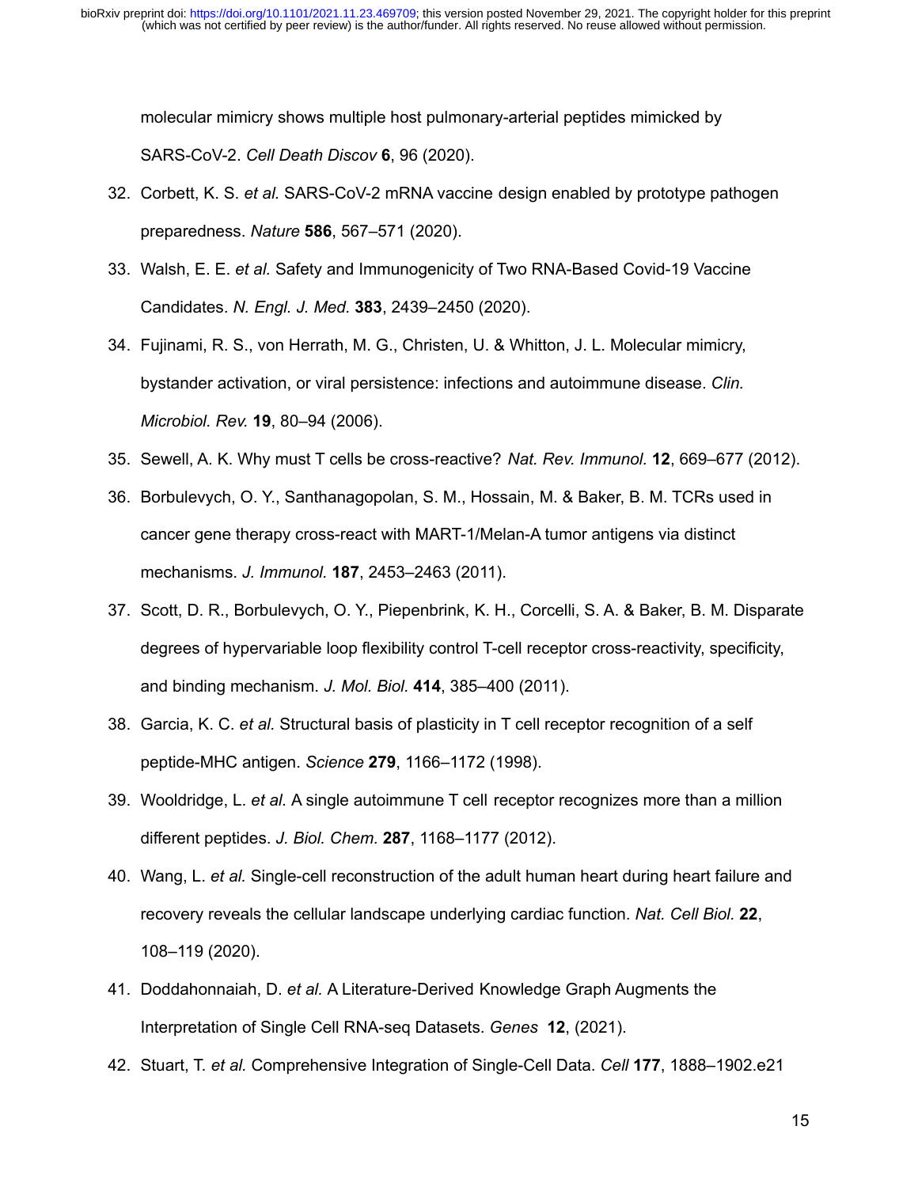molecular mimicry shows multiple host pulmonary-arterial peptides mimicked by SARS-CoV-2. *Cell Death Discov* **6**, 96 (2020).

32. Corbett, K. S. *et al.* SARS-CoV-2 mRNA vaccine design enabled by prototype pathogen preparedness. *Nature* **586**, 567–571 (2020).
33. Walsh, E. E. *et al.* Safety and Immunogenicity of Two RNA-Based Covid-19 Vaccine Candidates. *N. Engl. J. Med.* **383**, 2439–2450 (2020).
34. Fujinami, R. S., von Herrath, M. G., Christen, U. & Whitton, J. L. Molecular mimicry, bystander activation, or viral persistence: infections and autoimmune disease. *Clin. Microbiol. Rev.* **19**, 80–94 (2006).
35. Sewell, A. K. Why must T cells be cross-reactive? *Nat. Rev. Immunol.* **12**, 669–677 (2012).
36. Borbulevych, O. Y., Santhanagopolan, S. M., Hossain, M. & Baker, B. M. TCRs used in cancer gene therapy cross-react with MART-1/Melan-A tumor antigens via distinct mechanisms. *J. Immunol.* **187**, 2453–2463 (2011).
37. Scott, D. R., Borbulevych, O. Y., Piepenbrink, K. H., Corcelli, S. A. & Baker, B. M. Disparate degrees of hypervariable loop flexibility control T-cell receptor cross-reactivity, specificity, and binding mechanism. *J. Mol. Biol.* **414**, 385–400 (2011).
38. Garcia, K. C. *et al.* Structural basis of plasticity in T cell receptor recognition of a self peptide-MHC antigen. *Science* **279**, 1166–1172 (1998).
39. Wooldridge, L. *et al.* A single autoimmune T cell receptor recognizes more than a million different peptides. *J. Biol. Chem.* **287**, 1168–1177 (2012).
40. Wang, L. *et al.* Single-cell reconstruction of the adult human heart during heart failure and recovery reveals the cellular landscape underlying cardiac function. *Nat. Cell Biol.* **22**, 108–119 (2020).
41. Doddahonnaiah, D. *et al.* A Literature-Derived Knowledge Graph Augments the Interpretation of Single Cell RNA-seq Datasets. *Genes* **12**, (2021).
42. Stuart, T. *et al.* Comprehensive Integration of Single-Cell Data. *Cell* **177**, 1888–1902.e21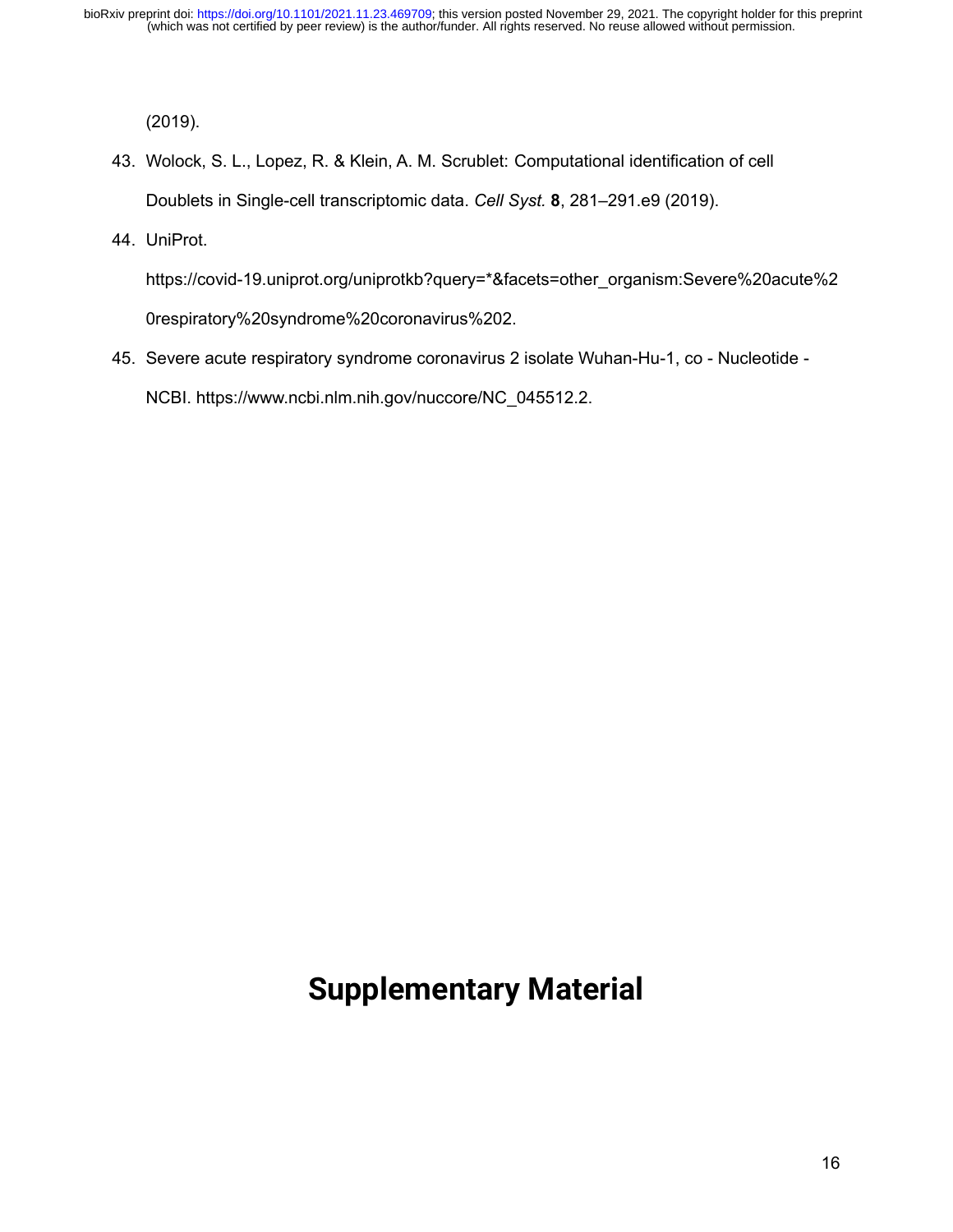(2019).

43. Wolock, S. L., Lopez, R. & Klein, A. M. Scrublet: Computational identification of cell Doublets in Single-cell transcriptomic data. *Cell Syst.* **8**, 281–291.e9 (2019).

44. UniProt. https://covid-19.uniprot.org/uniprotkb?query=*&facets=other_organism:Severe%20acute%20respiratory%20syndrome%20coronavirus%202.

45. Severe acute respiratory syndrome coronavirus 2 isolate Wuhan-Hu-1, co - Nucleotide - NCBI. https://www.ncbi.nlm.nih.gov/nuccore/NC_045512.2.

# Supplementary Material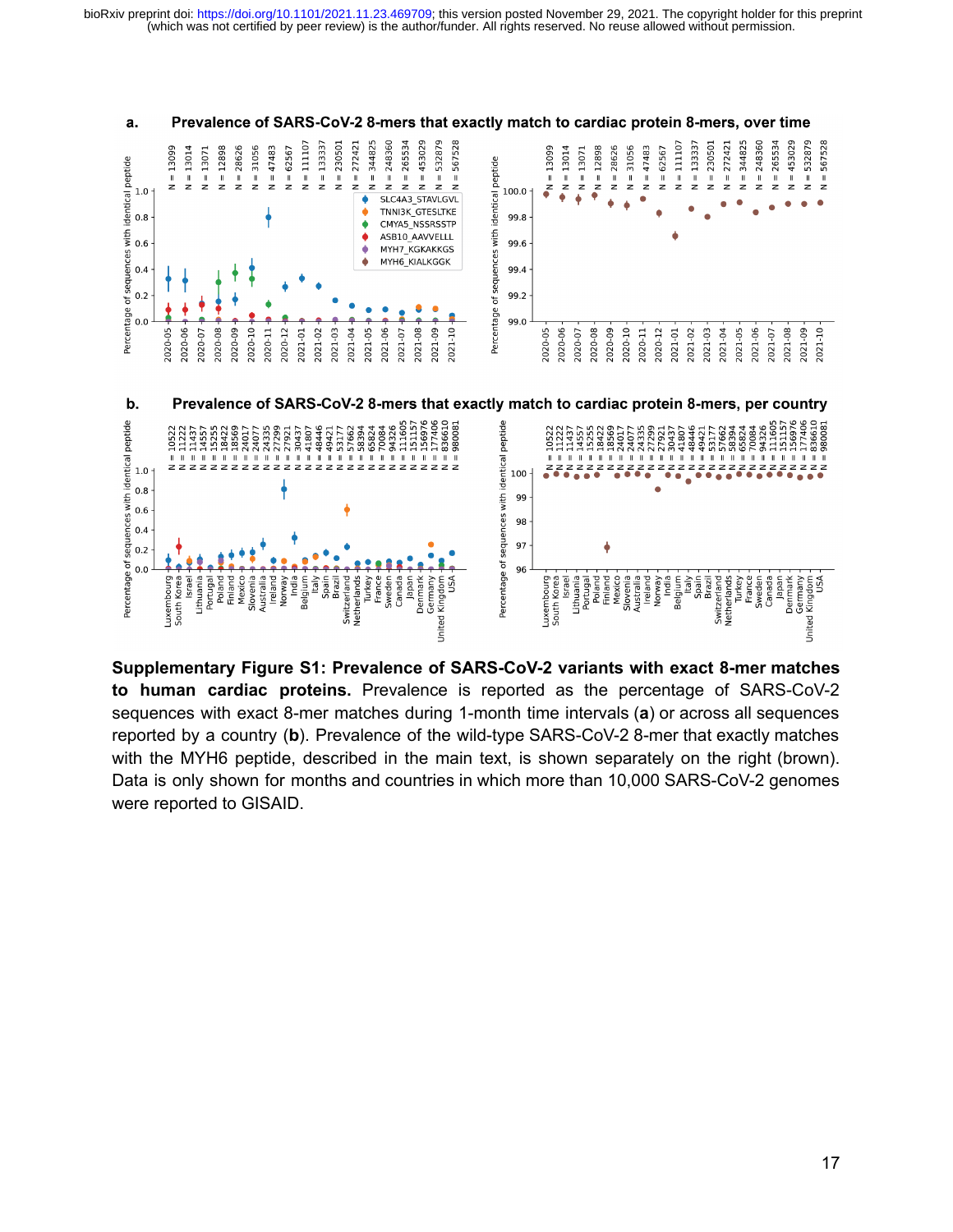**Supplementary Figure S1: Prevalence of SARS-CoV-2 variants with exact 8-mer matches to human cardiac proteins.** Prevalence is reported as the percentage of SARS-CoV-2 sequences with exact 8-mer matches during 1-month time intervals (**a**) or across all sequences reported by a country (**b**). Prevalence of the wild-type SARS-CoV-2 8-mer that exactly matches with the MYH6 peptide, described in the main text, is shown separately on the right (brown). Data is only shown for months and countries in which more than 10,000 SARS-CoV-2 genomes were reported to GISAID.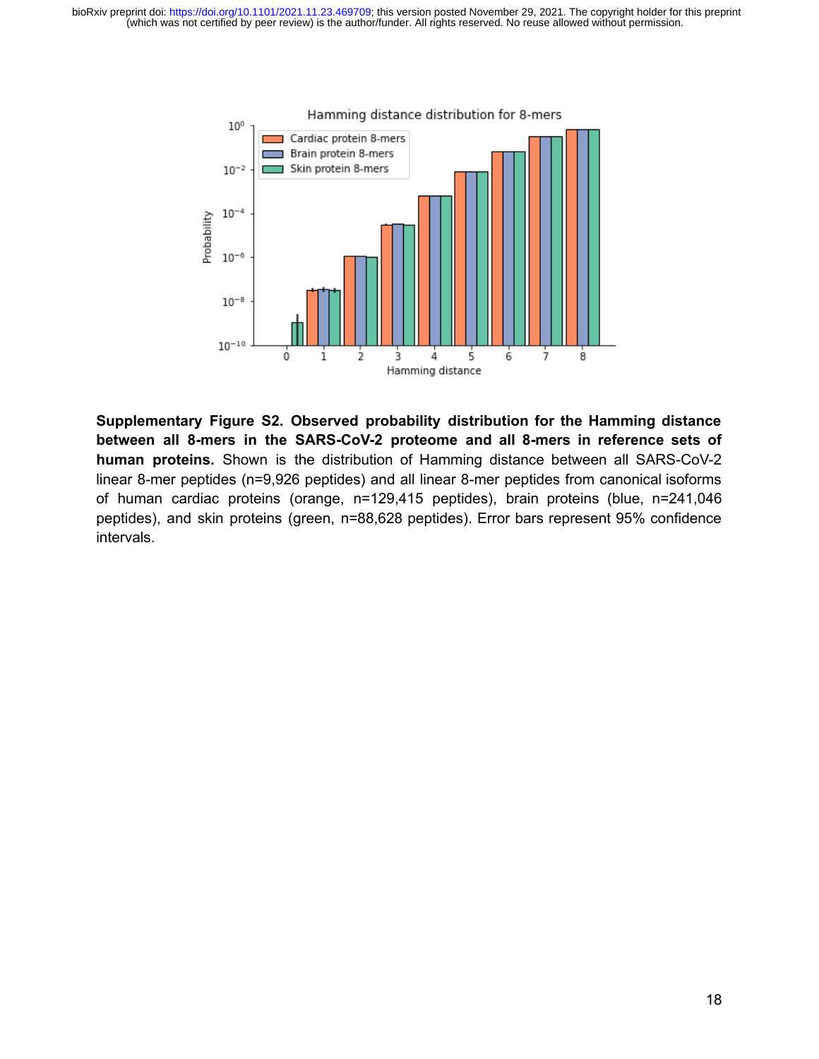**Supplementary Figure S2. Observed probability distribution for the Hamming distance between all 8-mers in the SARS-CoV-2 proteome and all 8-mers in reference sets of human proteins.** Shown is the distribution of Hamming distance between all SARS-CoV-2 linear 8-mer peptides (n=9,926 peptides) and all linear 8-mer peptides from canonical isoforms of human cardiac proteins (orange, n=129,415 peptides), brain proteins (blue, n=241,046 peptides), and skin proteins (green, n=88,628 peptides). Error bars represent 95% confidence intervals.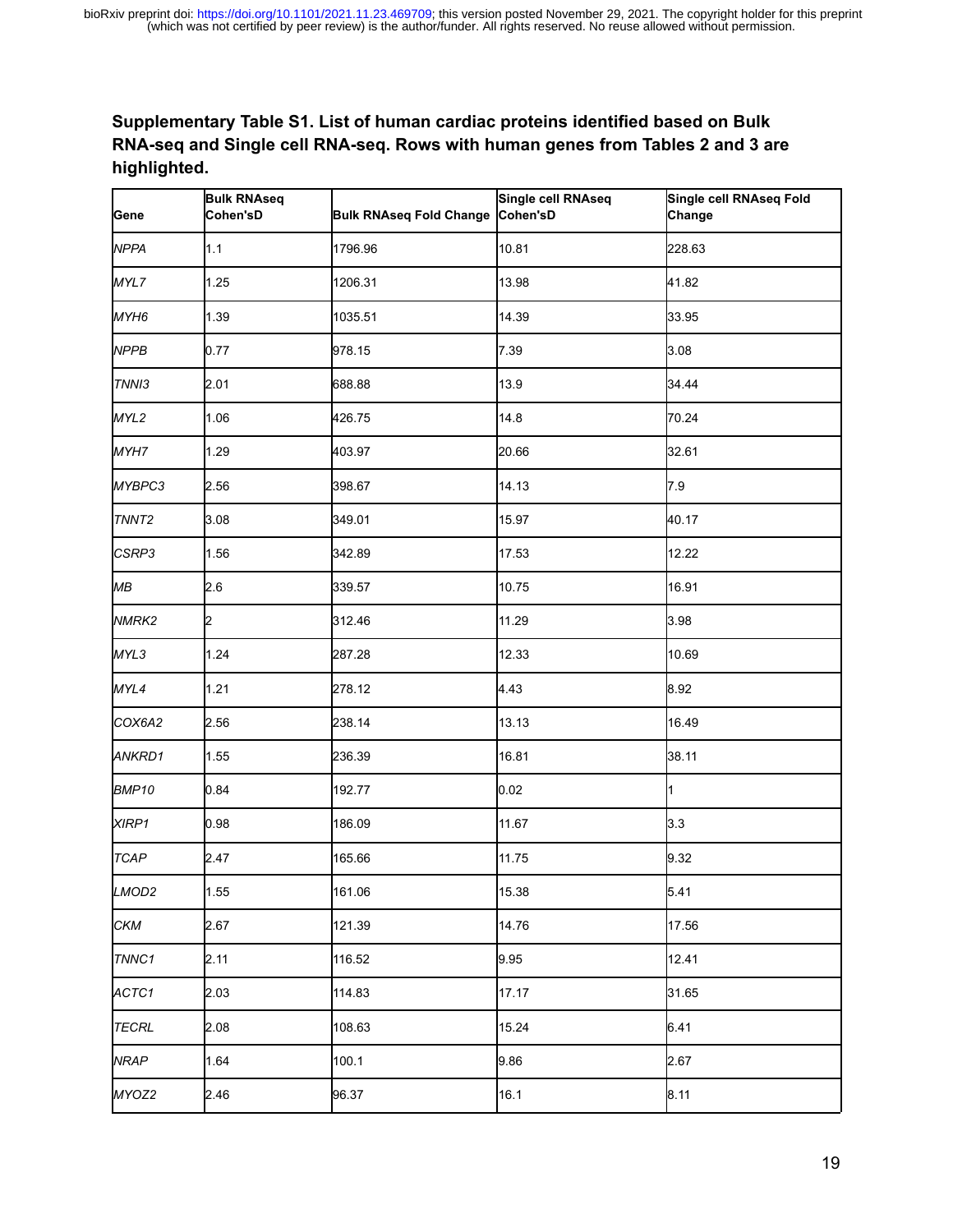**Supplementary Table S1. List of human cardiac proteins identified based on Bulk RNA-seq and Single cell RNA-seq. Rows with human genes from Tables 2 and 3 are highlighted.**

| Gene | Bulk RNAseq Cohen'sD | Bulk RNAseq Fold Change | Single cell RNAseq Cohen'sD | Single cell RNAseq Fold Change |
|---|---|---|---|---|
| *NPPA* | 1.1 | 1796.96 | 10.81 | 228.63 |
| *MYL7* | 1.25 | 1206.31 | 13.98 | 41.82 |
| *MYH6* | 1.39 | 1035.51 | 14.39 | 33.95 |
| *NPPB* | 0.77 | 978.15 | 7.39 | 3.08 |
| *TNNI3* | 2.01 | 688.88 | 13.9 | 34.44 |
| *MYL2* | 1.06 | 426.75 | 14.8 | 70.24 |
| *MYH7* | 1.29 | 403.97 | 20.66 | 32.61 |
| *MYBPC3* | 2.56 | 398.67 | 14.13 | 7.9 |
| *TNNT2* | 3.08 | 349.01 | 15.97 | 40.17 |
| *CSRP3* | 1.56 | 342.89 | 17.53 | 12.22 |
| *MB* | 2.6 | 339.57 | 10.75 | 16.91 |
| *NMRK2* | 2 | 312.46 | 11.29 | 3.98 |
| *MYL3* | 1.24 | 287.28 | 12.33 | 10.69 |
| *MYL4* | 1.21 | 278.12 | 4.43 | 8.92 |
| *COX6A2* | 2.56 | 238.14 | 13.13 | 16.49 |
| *ANKRD1* | 1.55 | 236.39 | 16.81 | 38.11 |
| *BMP10* | 0.84 | 192.77 | 0.02 | 1 |
| *XIRP1* | 0.98 | 186.09 | 11.67 | 3.3 |
| *TCAP* | 2.47 | 165.66 | 11.75 | 9.32 |
| *LMOD2* | 1.55 | 161.06 | 15.38 | 5.41 |
| *CKM* | 2.67 | 121.39 | 14.76 | 17.56 |
| *TNNC1* | 2.11 | 116.52 | 9.95 | 12.41 |
| *ACTC1* | 2.03 | 114.83 | 17.17 | 31.65 |
| *TECRL* | 2.08 | 108.63 | 15.24 | 6.41 |
| *NRAP* | 1.64 | 100.1 | 9.86 | 2.67 |
| *MYOZ2* | 2.46 | 96.37 | 16.1 | 8.11 |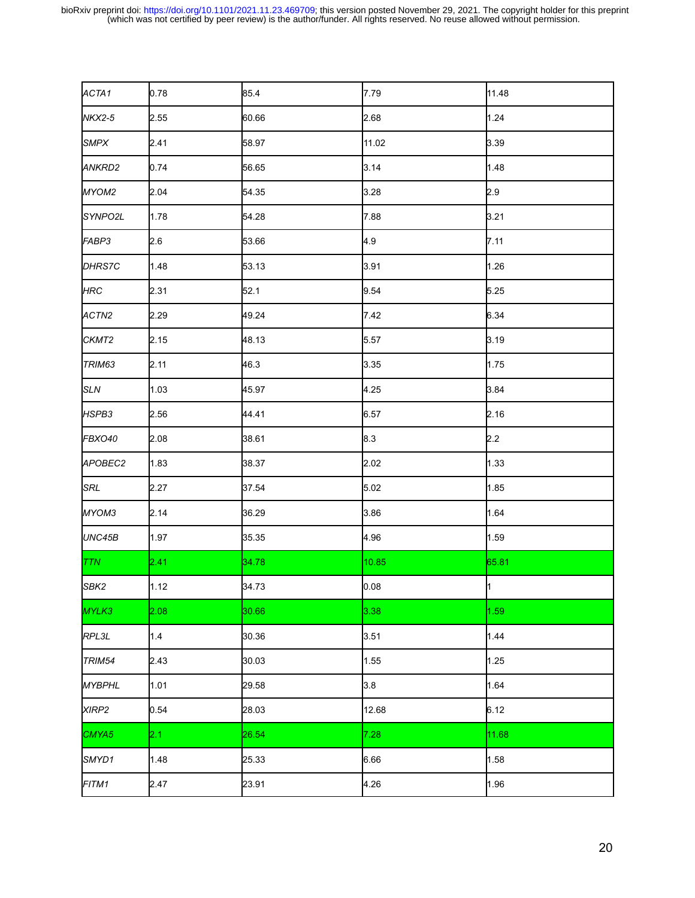| | | | | |
|---|---|---|---|---|
| *ACTA1* | 0.78 | 85.4 | 7.79 | 11.48 |
| *NKX2-5* | 2.55 | 60.66 | 2.68 | 1.24 |
| *SMPX* | 2.41 | 58.97 | 11.02 | 3.39 |
| *ANKRD2* | 0.74 | 56.65 | 3.14 | 1.48 |
| *MYOM2* | 2.04 | 54.35 | 3.28 | 2.9 |
| *SYNPO2L* | 1.78 | 54.28 | 7.88 | 3.21 |
| *FABP3* | 2.6 | 53.66 | 4.9 | 7.11 |
| *DHRS7C* | 1.48 | 53.13 | 3.91 | 1.26 |
| *HRC* | 2.31 | 52.1 | 9.54 | 5.25 |
| *ACTN2* | 2.29 | 49.24 | 7.42 | 6.34 |
| *CKMT2* | 2.15 | 48.13 | 5.57 | 3.19 |
| *TRIM63* | 2.11 | 46.3 | 3.35 | 1.75 |
| *SLN* | 1.03 | 45.97 | 4.25 | 3.84 |
| *HSPB3* | 2.56 | 44.41 | 6.57 | 2.16 |
| *FBXO40* | 2.08 | 38.61 | 8.3 | 2.2 |
| *APOBEC2* | 1.83 | 38.37 | 2.02 | 1.33 |
| *SRL* | 2.27 | 37.54 | 5.02 | 1.85 |
| *MYOM3* | 2.14 | 36.29 | 3.86 | 1.64 |
| *UNC45B* | 1.97 | 35.35 | 4.96 | 1.59 |
| *TTN* | 2.41 | 34.78 | 10.85 | 65.81 |
| *SBK2* | 1.12 | 34.73 | 0.08 | 1 |
| *MYLK3* | 2.08 | 30.66 | 3.38 | 1.59 |
| *RPL3L* | 1.4 | 30.36 | 3.51 | 1.44 |
| *TRIM54* | 2.43 | 30.03 | 1.55 | 1.25 |
| *MYBPHL* | 1.01 | 29.58 | 3.8 | 1.64 |
| *XIRP2* | 0.54 | 28.03 | 12.68 | 6.12 |
| *CMYA5* | 2.1 | 26.54 | 7.28 | 11.68 |
| *SMYD1* | 1.48 | 25.33 | 6.66 | 1.58 |
| *FITM1* | 2.47 | 23.91 | 4.26 | 1.96 |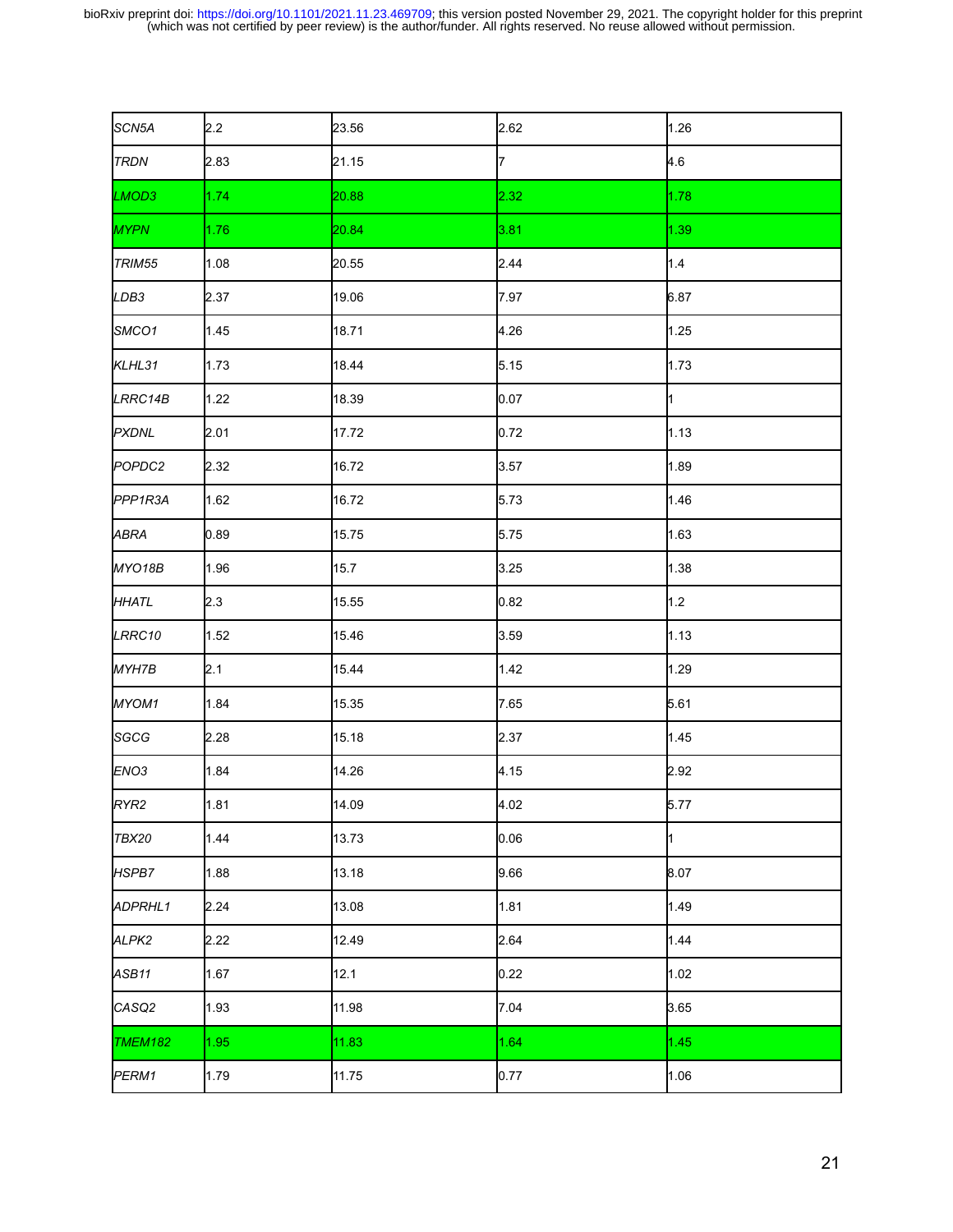| | | | | |
|---|---|---|---|---|
| *SCN5A* | 2.2 | 23.56 | 2.62 | 1.26 |
| *TRDN* | 2.83 | 21.15 | 7 | 4.6 |
| *LMOD3* | 1.74 | 20.88 | 2.32 | 1.78 |
| *MYPN* | 1.76 | 20.84 | 3.81 | 1.39 |
| *TRIM55* | 1.08 | 20.55 | 2.44 | 1.4 |
| *LDB3* | 2.37 | 19.06 | 7.97 | 6.87 |
| *SMCO1* | 1.45 | 18.71 | 4.26 | 1.25 |
| *KLHL31* | 1.73 | 18.44 | 5.15 | 1.73 |
| *LRRC14B* | 1.22 | 18.39 | 0.07 | 1 |
| *PXDNL* | 2.01 | 17.72 | 0.72 | 1.13 |
| *POPDC2* | 2.32 | 16.72 | 3.57 | 1.89 |
| *PPP1R3A* | 1.62 | 16.72 | 5.73 | 1.46 |
| *ABRA* | 0.89 | 15.75 | 5.75 | 1.63 |
| *MYO18B* | 1.96 | 15.7 | 3.25 | 1.38 |
| *HHATL* | 2.3 | 15.55 | 0.82 | 1.2 |
| *LRRC10* | 1.52 | 15.46 | 3.59 | 1.13 |
| *MYH7B* | 2.1 | 15.44 | 1.42 | 1.29 |
| *MYOM1* | 1.84 | 15.35 | 7.65 | 5.61 |
| *SGCG* | 2.28 | 15.18 | 2.37 | 1.45 |
| *ENO3* | 1.84 | 14.26 | 4.15 | 2.92 |
| *RYR2* | 1.81 | 14.09 | 4.02 | 5.77 |
| *TBX20* | 1.44 | 13.73 | 0.06 | 1 |
| *HSPB7* | 1.88 | 13.18 | 9.66 | 8.07 |
| *ADPRHL1* | 2.24 | 13.08 | 1.81 | 1.49 |
| *ALPK2* | 2.22 | 12.49 | 2.64 | 1.44 |
| *ASB11* | 1.67 | 12.1 | 0.22 | 1.02 |
| *CASQ2* | 1.93 | 11.98 | 7.04 | 3.65 |
| *TMEM182* | 1.95 | 11.83 | 1.64 | 1.45 |
| *PERM1* | 1.79 | 11.75 | 0.77 | 1.06 |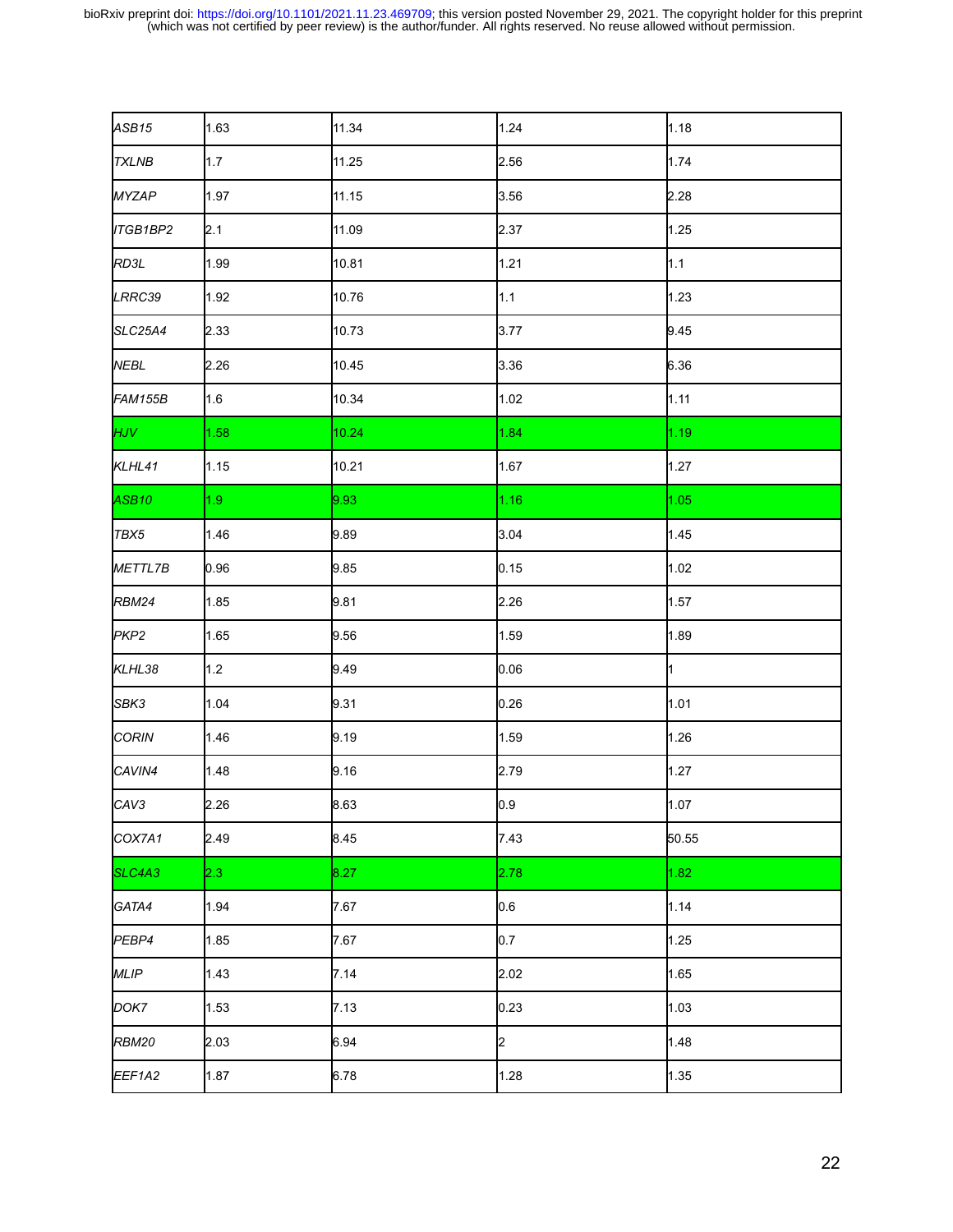| | | | | |
|---|---|---|---|---|
| *ASB15* | 1.63 | 11.34 | 1.24 | 1.18 |
| *TXLNB* | 1.7 | 11.25 | 2.56 | 1.74 |
| *MYZAP* | 1.97 | 11.15 | 3.56 | 2.28 |
| *ITGB1BP2* | 2.1 | 11.09 | 2.37 | 1.25 |
| *RD3L* | 1.99 | 10.81 | 1.21 | 1.1 |
| *LRRC39* | 1.92 | 10.76 | 1.1 | 1.23 |
| *SLC25A4* | 2.33 | 10.73 | 3.77 | 9.45 |
| *NEBL* | 2.26 | 10.45 | 3.36 | 6.36 |
| *FAM155B* | 1.6 | 10.34 | 1.02 | 1.11 |
| *HJV* | 1.58 | 10.24 | 1.84 | 1.19 |
| *KLHL41* | 1.15 | 10.21 | 1.67 | 1.27 |
| *ASB10* | 1.9 | 9.93 | 1.16 | 1.05 |
| *TBX5* | 1.46 | 9.89 | 3.04 | 1.45 |
| *METTL7B* | 0.96 | 9.85 | 0.15 | 1.02 |
| *RBM24* | 1.85 | 9.81 | 2.26 | 1.57 |
| *PKP2* | 1.65 | 9.56 | 1.59 | 1.89 |
| *KLHL38* | 1.2 | 9.49 | 0.06 | 1 |
| *SBK3* | 1.04 | 9.31 | 0.26 | 1.01 |
| *CORIN* | 1.46 | 9.19 | 1.59 | 1.26 |
| *CAVIN4* | 1.48 | 9.16 | 2.79 | 1.27 |
| *CAV3* | 2.26 | 8.63 | 0.9 | 1.07 |
| *COX7A1* | 2.49 | 8.45 | 7.43 | 50.55 |
| *SLC4A3* | 2.3 | 8.27 | 2.78 | 1.82 |
| *GATA4* | 1.94 | 7.67 | 0.6 | 1.14 |
| *PEBP4* | 1.85 | 7.67 | 0.7 | 1.25 |
| *MLIP* | 1.43 | 7.14 | 2.02 | 1.65 |
| *DOK7* | 1.53 | 7.13 | 0.23 | 1.03 |
| *RBM20* | 2.03 | 6.94 | 2 | 1.48 |
| *EEF1A2* | 1.87 | 6.78 | 1.28 | 1.35 |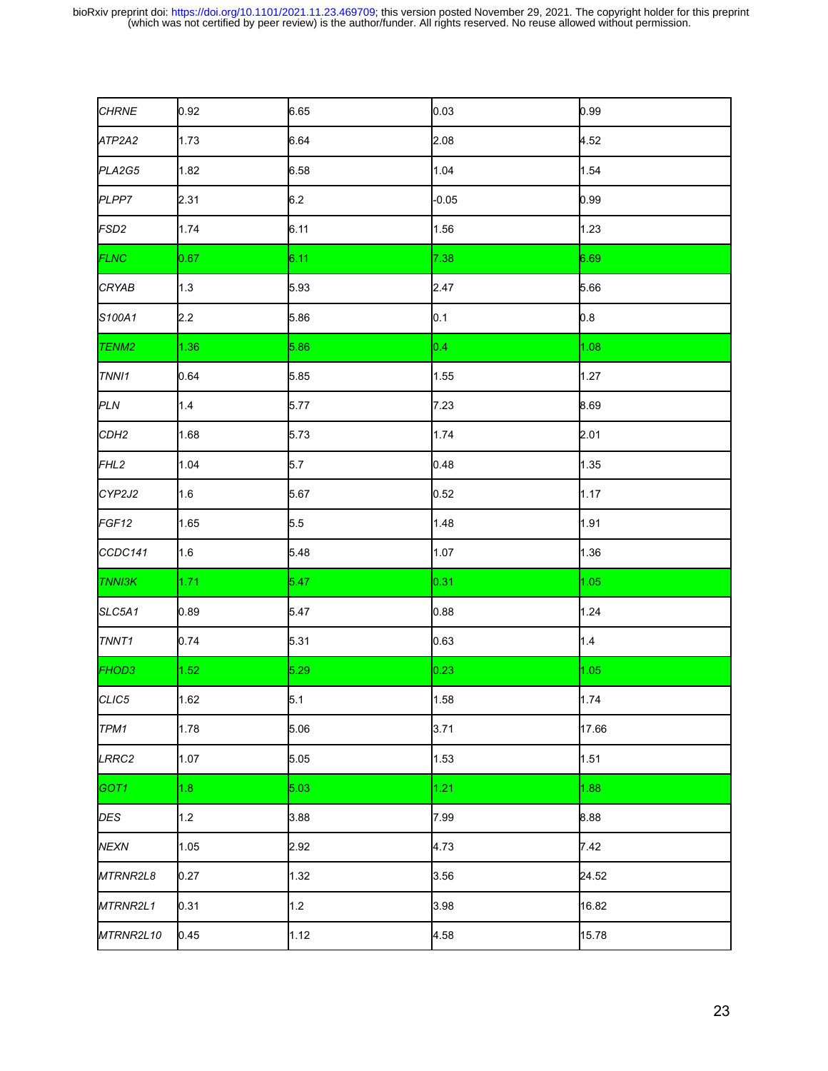| | | | | |
|---|---|---|---|---|
| *CHRNE* | 0.92 | 6.65 | 0.03 | 0.99 |
| *ATP2A2* | 1.73 | 6.64 | 2.08 | 4.52 |
| *PLA2G5* | 1.82 | 6.58 | 1.04 | 1.54 |
| *PLPP7* | 2.31 | 6.2 | -0.05 | 0.99 |
| *FSD2* | 1.74 | 6.11 | 1.56 | 1.23 |
| *FLNC* | 0.67 | 6.11 | 7.38 | 6.69 |
| *CRYAB* | 1.3 | 5.93 | 2.47 | 5.66 |
| *S100A1* | 2.2 | 5.86 | 0.1 | 0.8 |
| *TENM2* | 1.36 | 5.86 | 0.4 | 1.08 |
| *TNNI1* | 0.64 | 5.85 | 1.55 | 1.27 |
| *PLN* | 1.4 | 5.77 | 7.23 | 8.69 |
| *CDH2* | 1.68 | 5.73 | 1.74 | 2.01 |
| *FHL2* | 1.04 | 5.7 | 0.48 | 1.35 |
| *CYP2J2* | 1.6 | 5.67 | 0.52 | 1.17 |
| *FGF12* | 1.65 | 5.5 | 1.48 | 1.91 |
| *CCDC141* | 1.6 | 5.48 | 1.07 | 1.36 |
| *TNNI3K* | 1.71 | 5.47 | 0.31 | 1.05 |
| *SLC5A1* | 0.89 | 5.47 | 0.88 | 1.24 |
| *TNNT1* | 0.74 | 5.31 | 0.63 | 1.4 |
| *FHOD3* | 1.52 | 5.29 | 0.23 | 1.05 |
| *CLIC5* | 1.62 | 5.1 | 1.58 | 1.74 |
| *TPM1* | 1.78 | 5.06 | 3.71 | 17.66 |
| *LRRC2* | 1.07 | 5.05 | 1.53 | 1.51 |
| *GOT1* | 1.8 | 5.03 | 1.21 | 1.88 |
| *DES* | 1.2 | 3.88 | 7.99 | 8.88 |
| *NEXN* | 1.05 | 2.92 | 4.73 | 7.42 |
| *MTRNR2L8* | 0.27 | 1.32 | 3.56 | 24.52 |
| *MTRNR2L1* | 0.31 | 1.2 | 3.98 | 16.82 |
| *MTRNR2L10* | 0.45 | 1.12 | 4.58 | 15.78 |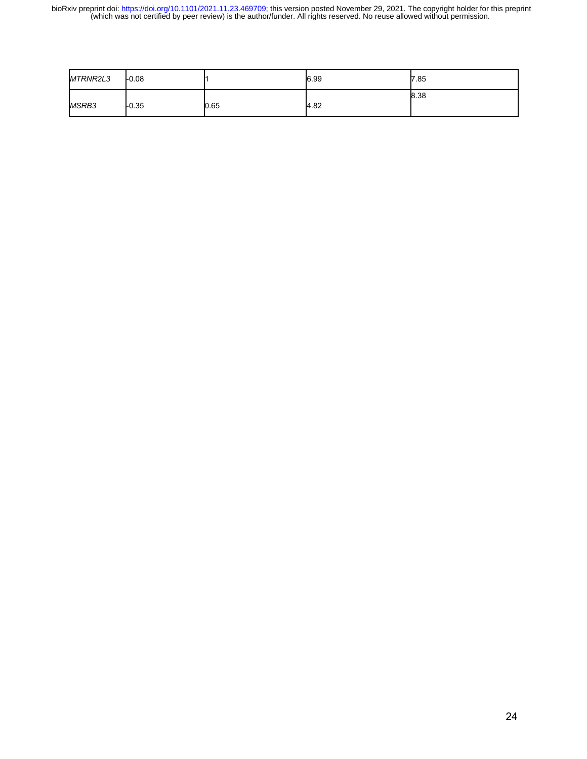| | | | | |
|---|---|---|---|---|
| *MTRNR2L3* | -0.08 | 1 | 6.99 | 7.85 |
| *MSRB3* | -0.35 | 0.65 | 4.82 | 8.38 |